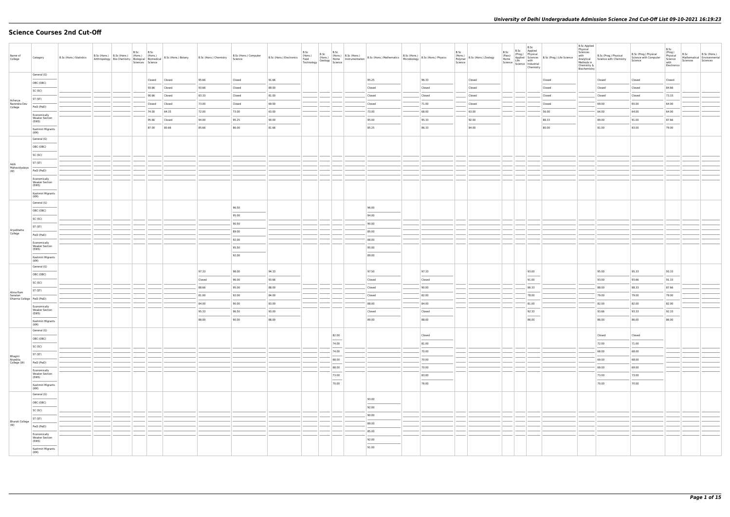# Science Courses 2nd Cut-Off

| Name of College | Category | B.Sc (Hons.) Statistics | B.Sc (Hons.) Anthropology | B.Sc (Hons.) Bio-Chemistry | B.Sc (Hons.) Biological Sciences | B.Sc (Hons.) Biomedical Science | B.Sc (Hons.) Botany | B.Sc (Hons.) Chemistry | B.Sc (Hons.) Computer Science | B.Sc (Hons.) Electronics | B.Sc (Hons.) Food Technology | B.Sc (Hons.) Geology | B.Sc (Hons.) Home Science | B.Sc (Hons.) Instrumentation | B.Sc (Hons.) Mathematics | B.Sc (Hons.) Microbiology | B.Sc (Hons.) Physics | B.Sc (Hons.) Polymer Science | B.Sc (Hons.) Zoology | B.Sc (Pass) Home Science | B.Sc (Prog.) Applied Life Science | B.Sc Applied Physical Sciences with Industrial Chemistry | B.Sc (Prog.) Life Science | B.Sc Applied Physical Sciences with Analytical Methods in Chemistry & Biochemistry | B.Sc (Prog.) Physical Science with Chemistry | B.Sc (Prog.) Physical Science with Computer Science | B.Sc (Prog.) Physical Science with Electronics | B.Sc Mathematical Sciences | B.Sc (Hons.) Environmental Sciences |
|---|---|---|---|---|---|---|---|---|---|---|---|---|---|---|---|---|---|---|---|---|---|---|---|---|---|---|---|---|---|
| Acharya Narendra Dev College | General (G) | | | | | Closed | Closed | 95.66 | Closed | 91.66 | | | | | 95.25 | | 96.33 | | Closed | | | | Closed | | Closed | Closed | Closed | | |
| | OBC (OBC) | | | | | 93.66 | Closed | 93.66 | Closed | 89.00 | | | | | Closed | | Closed | | Closed | | | | Closed | | Closed | Closed | 84.66 | | |
| | SC (SC) | | | | | 90.66 | Closed | 83.33 | Closed | 81.00 | | | | | Closed | | Closed | | Closed | | | | Closed | | Closed | Closed | 73.33 | | |
| | ST (ST) | | | | | Closed | Closed | 73.00 | Closed | 69.00 | | | | | Closed | | 71.00 | | Closed | | | | Closed | | 69.00 | 65.00 | 64.00 | | |
| | PwD (PwD) | | | | | 74.00 | 64.33 | 72.00 | 73.00 | 63.00 | | | | | 73.00 | | 68.00 | | 63.00 | | | | 56.00 | | 64.00 | 64.00 | 64.00 | | |
| | Economically Weaker Section (EWS) | | | | | 95.66 | Closed | 94.00 | 95.25 | 90.00 | | | | | 95.00 | | 95.33 | | 92.00 | | | | 88.33 | | 89.00 | 91.00 | 87.66 | | |
| | Kashmiri Migrants (KM) | | | | | 87.00 | 80.66 | 85.66 | 86.00 | 81.66 | | | | | 85.25 | | 86.33 | | 84.00 | | | | 80.00 | | 81.00 | 83.00 | 79.00 | | |
| Aditi Mahavidyalaya (W) | General (G) | | | | | | | | | | | | | | | | | | | | | | | | | | | | |
| | OBC (OBC) | | | | | | | | | | | | | | | | | | | | | | | | | | | | |
| | SC (SC) | | | | | | | | | | | | | | | | | | | | | | | | | | | | |
| | ST (ST) | | | | | | | | | | | | | | | | | | | | | | | | | | | | |
| | PwD (PwD) | | | | | | | | | | | | | | | | | | | | | | | | | | | | |
| | Economically Weaker Section (EWS) | | | | | | | | | | | | | | | | | | | | | | | | | | | | |
| | Kashmiri Migrants (KM) | | | | | | | | | | | | | | | | | | | | | | | | | | | | |
| Aryabhatta College | General (G) | | | | | | | | 96.50 | | | | | | 96.00 | | | | | | | | | | | | | | |
| | OBC (OBC) | | | | | | | | 95.00 | | | | | | 94.00 | | | | | | | | | | | | | | |
| | SC (SC) | | | | | | | | 90.50 | | | | | | 90.00 | | | | | | | | | | | | | | |
| | ST (ST) | | | | | | | | 89.00 | | | | | | 85.00 | | | | | | | | | | | | | | |
| | PwD (PwD) | | | | | | | | 92.00 | | | | | | 88.00 | | | | | | | | | | | | | | |
| | Economically Weaker Section (EWS) | | | | | | | | 95.50 | | | | | | 95.00 | | | | | | | | | | | | | | |
| | Kashmiri Migrants (KM) | | | | | | | | 92.00 | | | | | | 89.00 | | | | | | | | | | | | | | |
| Atma Ram Sanatan Dharma College | General (G) | | | | | | | 97.33 | 98.00 | 94.33 | | | | | 97.50 | | 97.33 | | | | | 93.00 | | | 95.00 | 95.33 | 93.33 | | |
| | OBC (OBC) | | | | | | | Closed | 96.00 | 93.66 | | | | | Closed | | Closed | | | | | 91.00 | | | 93.00 | 93.66 | 91.33 | | |
| | SC (SC) | | | | | | | 88.66 | 95.00 | 88.00 | | | | | Closed | | 90.00 | | | | | 86.33 | | | 88.00 | 88.33 | 87.66 | | |
| | ST (ST) | | | | | | | 81.00 | 92.00 | 84.00 | | | | | Closed | | 82.00 | | | | | 78.00 | | | 79.00 | 79.00 | 79.00 | | |
| | PwD (PwD) | | | | | | | 84.00 | 90.00 | 83.00 | | | | | 88.00 | | 84.00 | | | | | 81.00 | | | 82.00 | 82.00 | 82.00 | | |
| | Economically Weaker Section (EWS) | | | | | | | 95.33 | 96.50 | 93.00 | | | | | Closed | | Closed | | | | | 92.33 | | | 93.66 | 93.33 | 92.33 | | |
| | Kashmiri Migrants (KM) | | | | | | | 88.00 | 90.00 | 88.00 | | | | | 89.00 | | 88.00 | | | | | 86.00 | | | 86.00 | 86.00 | 86.00 | | |
| Bhagini Nivedita College (W) | General (G) | | | | | | | | | | | | 82.00 | | | | Closed | | | | | | | | Closed | Closed | | | |
| | OBC (OBC) | | | | | | | | | | | | 74.00 | | | | 81.00 | | | | | | | | 72.00 | 71.00 | | | |
| | SC (SC) | | | | | | | | | | | | 74.00 | | | | 70.00 | | | | | | | | 68.00 | 68.00 | | | |
| | ST (ST) | | | | | | | | | | | | 68.00 | | | | 70.00 | | | | | | | | 69.00 | 68.00 | | | |
| | PwD (PwD) | | | | | | | | | | | | 68.00 | | | | 70.00 | | | | | | | | 69.00 | 69.00 | | | |
| | Economically Weaker Section (EWS) | | | | | | | | | | | | 73.00 | | | | 83.00 | | | | | | | | 73.00 | 73.00 | | | |
| | Kashmiri Migrants (KM) | | | | | | | | | | | | 70.00 | | | | 76.00 | | | | | | | | 70.00 | 70.00 | | | |
| Bharati College (W) | General (G) | | | | | | | | | | | | | | 93.00 | | | | | | | | | | | | | | |
| | OBC (OBC) | | | | | | | | | | | | | | 92.00 | | | | | | | | | | | | | | |
| | SC (SC) | | | | | | | | | | | | | | 90.00 | | | | | | | | | | | | | | |
| | ST (ST) | | | | | | | | | | | | | | 89.00 | | | | | | | | | | | | | | |
| | PwD (PwD) | | | | | | | | | | | | | | 85.00 | | | | | | | | | | | | | | |
| | Economically Weaker Section (EWS) | | | | | | | | | | | | | | 92.00 | | | | | | | | | | | | | | |
| | Kashmiri Migrants (KM) | | | | | | | | | | | | | | 91.00 | | | | | | | | | | | | | | |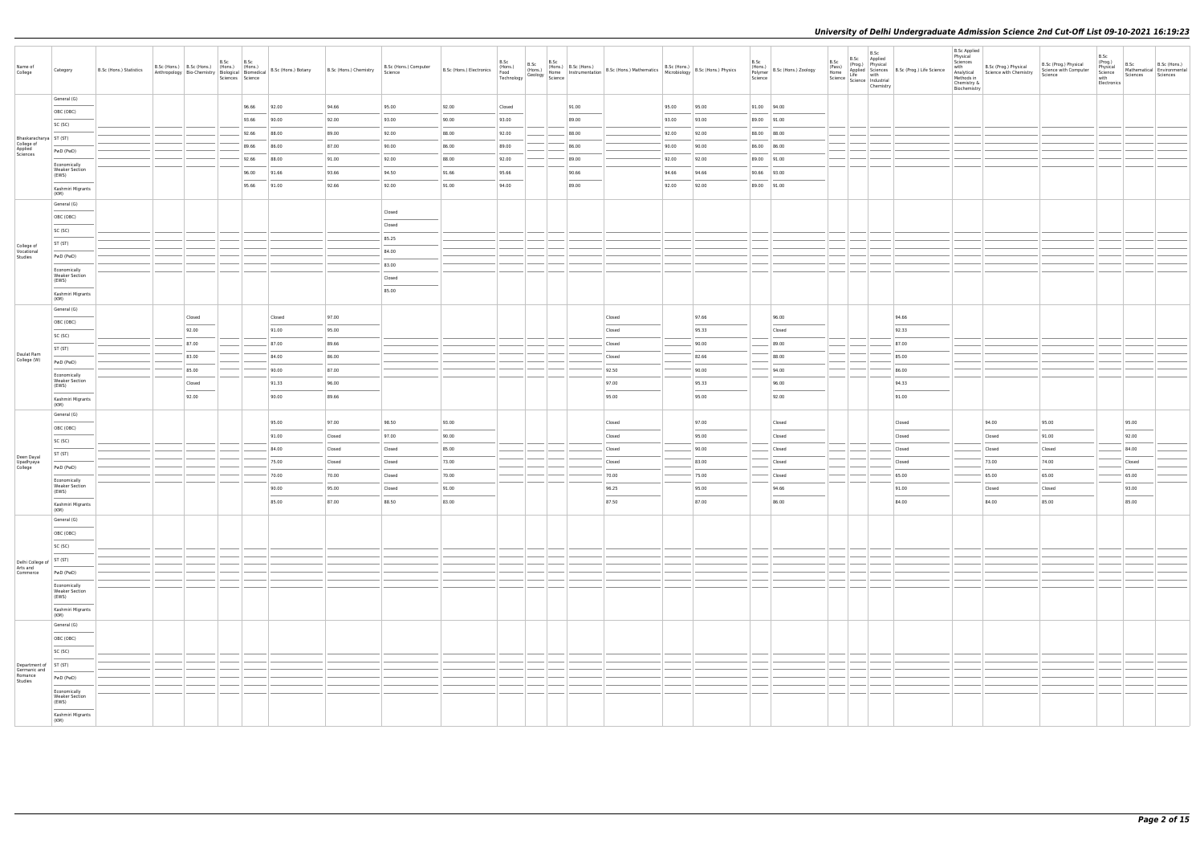# University of Delhi Undergraduate Admission Science 2nd Cut-Off List 09-10-2021 16:19:23

| Name of College | Category | B.Sc (Hons.) Statistics | B.Sc (Hons.) Anthropology | B.Sc (Hons.) Bio-Chemistry | B.Sc (Hons.) Biological Sciences | B.Sc (Hons.) Biomedical Science | B.Sc (Hons.) Botany | B.Sc (Hons.) Chemistry | B.Sc (Hons.) Computer Science | B.Sc (Hons.) Electronics | B.Sc (Hons.) Food Technology | B.Sc (Hons.) Geology | B.Sc (Hons.) Home Science | B.Sc (Hons.) Instrumentation | B.Sc (Hons.) Mathematics | B.Sc (Hons.) Microbiology | B.Sc (Hons.) Physics | B.Sc (Hons.) Polymer Science | B.Sc (Hons.) Zoology | B.Sc (Pass) Home Science | B.Sc (Prog.) Applied Life Science | B.Sc Applied Physical Sciences with Industrial Chemistry | B.Sc (Prog.) Life Science | B.Sc Applied Physical Sciences with Analytical Methods in Chemistry & Biochemistry | B.Sc (Prog.) Physical Science with Chemistry | B.Sc (Prog.) Physical Science with Computer Science | B.Sc (Prog.) Physical Science with Electronics | B.Sc Mathematical Sciences | B.Sc (Hons.) Environmental Sciences |
|---|---|---|---|---|---|---|---|---|---|---|---|---|---|---|---|---|---|---|---|---|---|---|---|---|---|---|---|---|---|
| Bhaskaracharya College of Applied Sciences | General (G) | | | | | 96.66 | 92.00 | 94.66 | 95.00 | 92.00 | Closed | | | 91.00 | | 95.00 | 95.00 | 91.00 | 94.00 | | | | | | | | | | |
| | OBC (OBC) | | | | | 93.66 | 90.00 | 92.00 | 93.00 | 90.00 | 93.00 | | | 89.00 | | 93.00 | 93.00 | 89.00 | 91.00 | | | | | | | | | | |
| | SC (SC) | | | | | 92.66 | 88.00 | 89.00 | 92.00 | 88.00 | 92.00 | | | 88.00 | | 92.00 | 92.00 | 88.00 | 88.00 | | | | | | | | | | |
| | ST (ST) | | | | | 89.66 | 86.00 | 87.00 | 90.00 | 86.00 | 89.00 | | | 86.00 | | 90.00 | 90.00 | 86.00 | 86.00 | | | | | | | | | | |
| | PwD (PwD) | | | | | 92.66 | 88.00 | 91.00 | 92.00 | 88.00 | 92.00 | | | 89.00 | | 92.00 | 92.00 | 89.00 | 91.00 | | | | | | | | | | |
| | Economically Weaker Section (EWS) | | | | | 96.00 | 91.66 | 93.66 | 94.50 | 91.66 | 95.66 | | | 90.66 | | 94.66 | 94.66 | 90.66 | 93.00 | | | | | | | | | | |
| | Kashmiri Migrants (KM) | | | | | 95.66 | 91.00 | 92.66 | 92.00 | 91.00 | 94.00 | | | 89.00 | | 92.00 | 92.00 | 89.00 | 91.00 | | | | | | | | | | |
| College of Vocational Studies | General (G) | | | | | | | | Closed | | | | | | | | | | | | | | | | | | | | |
| | OBC (OBC) | | | | | | | | Closed | | | | | | | | | | | | | | | | | | | | |
| | SC (SC) | | | | | | | | 85.25 | | | | | | | | | | | | | | | | | | | | |
| | ST (ST) | | | | | | | | 84.00 | | | | | | | | | | | | | | | | | | | | |
| | PwD (PwD) | | | | | | | | 83.00 | | | | | | | | | | | | | | | | | | | | |
| | Economically Weaker Section (EWS) | | | | | | | | Closed | | | | | | | | | | | | | | | | | | | | |
| | Kashmiri Migrants (KM) | | | | | | | | 85.00 | | | | | | | | | | | | | | | | | | | | |
| Daulat Ram College (W) | General (G) | | | Closed | | | Closed | 97.00 | | | | | | | Closed | | 97.66 | | 96.00 | | | | 94.66 | | | | | | |
| | OBC (OBC) | | | 92.00 | | | 91.00 | 95.00 | | | | | | | Closed | | 95.33 | | Closed | | | | 92.33 | | | | | | |
| | SC (SC) | | | 87.00 | | | 87.00 | 89.66 | | | | | | | Closed | | 90.00 | | 89.00 | | | | 87.00 | | | | | | |
| | ST (ST) | | | 83.00 | | | 84.00 | 86.00 | | | | | | | Closed | | 82.66 | | 88.00 | | | | 85.00 | | | | | | |
| | PwD (PwD) | | | 85.00 | | | 90.00 | 87.00 | | | | | | | 92.50 | | 90.00 | | 94.00 | | | | 86.00 | | | | | | |
| | Economically Weaker Section (EWS) | | | Closed | | | 91.33 | 96.00 | | | | | | | 97.00 | | 95.33 | | 96.00 | | | | 94.33 | | | | | | |
| | Kashmiri Migrants (KM) | | | 92.00 | | | 90.00 | 89.66 | | | | | | | 95.00 | | 95.00 | | 92.00 | | | | 91.00 | | | | | | |
| Deen Dayal Upadhyaya College | General (G) | | | | | | 95.00 | 97.00 | 98.50 | 93.00 | | | | | Closed | | 97.00 | | Closed | | | | Closed | | 94.00 | 95.00 | | 95.00 | |
| | OBC (OBC) | | | | | | 91.00 | Closed | 97.00 | 90.00 | | | | | Closed | | 95.00 | | Closed | | | | Closed | | Closed | 91.00 | | 92.00 | |
| | SC (SC) | | | | | | 84.00 | Closed | Closed | 85.00 | | | | | Closed | | 90.00 | | Closed | | | | Closed | | Closed | Closed | | 84.00 | |
| | ST (ST) | | | | | | 75.00 | Closed | Closed | 73.00 | | | | | Closed | | 83.00 | | Closed | | | | Closed | | 73.00 | 74.00 | | Closed | |
| | PwD (PwD) | | | | | | 70.00 | 70.00 | Closed | 70.00 | | | | | 70.00 | | 75.00 | | Closed | | | | 65.00 | | 65.00 | 65.00 | | 65.00 | |
| | Economically Weaker Section (EWS) | | | | | | 90.00 | 95.00 | Closed | 91.00 | | | | | 96.25 | | 95.00 | | 94.66 | | | | 91.00 | | Closed | Closed | | 93.00 | |
| | Kashmiri Migrants (KM) | | | | | | 85.00 | 87.00 | 88.50 | 83.00 | | | | | 87.50 | | 87.00 | | 86.00 | | | | 84.00 | | 84.00 | 85.00 | | 85.00 | |
| Delhi College of Arts and Commerce | General (G) | | | | | | | | | | | | | | | | | | | | | | | | | | | | |
| | OBC (OBC) | | | | | | | | | | | | | | | | | | | | | | | | | | | | |
| | SC (SC) | | | | | | | | | | | | | | | | | | | | | | | | | | | | |
| | ST (ST) | | | | | | | | | | | | | | | | | | | | | | | | | | | | |
| | PwD (PwD) | | | | | | | | | | | | | | | | | | | | | | | | | | | | |
| | Economically Weaker Section (EWS) | | | | | | | | | | | | | | | | | | | | | | | | | | | | |
| | Kashmiri Migrants (KM) | | | | | | | | | | | | | | | | | | | | | | | | | | | | |
| Department of Germanic and Romance Studies | General (G) | | | | | | | | | | | | | | | | | | | | | | | | | | | | |
| | OBC (OBC) | | | | | | | | | | | | | | | | | | | | | | | | | | | | |
| | SC (SC) | | | | | | | | | | | | | | | | | | | | | | | | | | | | |
| | ST (ST) | | | | | | | | | | | | | | | | | | | | | | | | | | | | |
| | PwD (PwD) | | | | | | | | | | | | | | | | | | | | | | | | | | | | |
| | Economically Weaker Section (EWS) | | | | | | | | | | | | | | | | | | | | | | | | | | | | |
| | Kashmiri Migrants (KM) | | | | | | | | | | | | | | | | | | | | | | | | | | | | |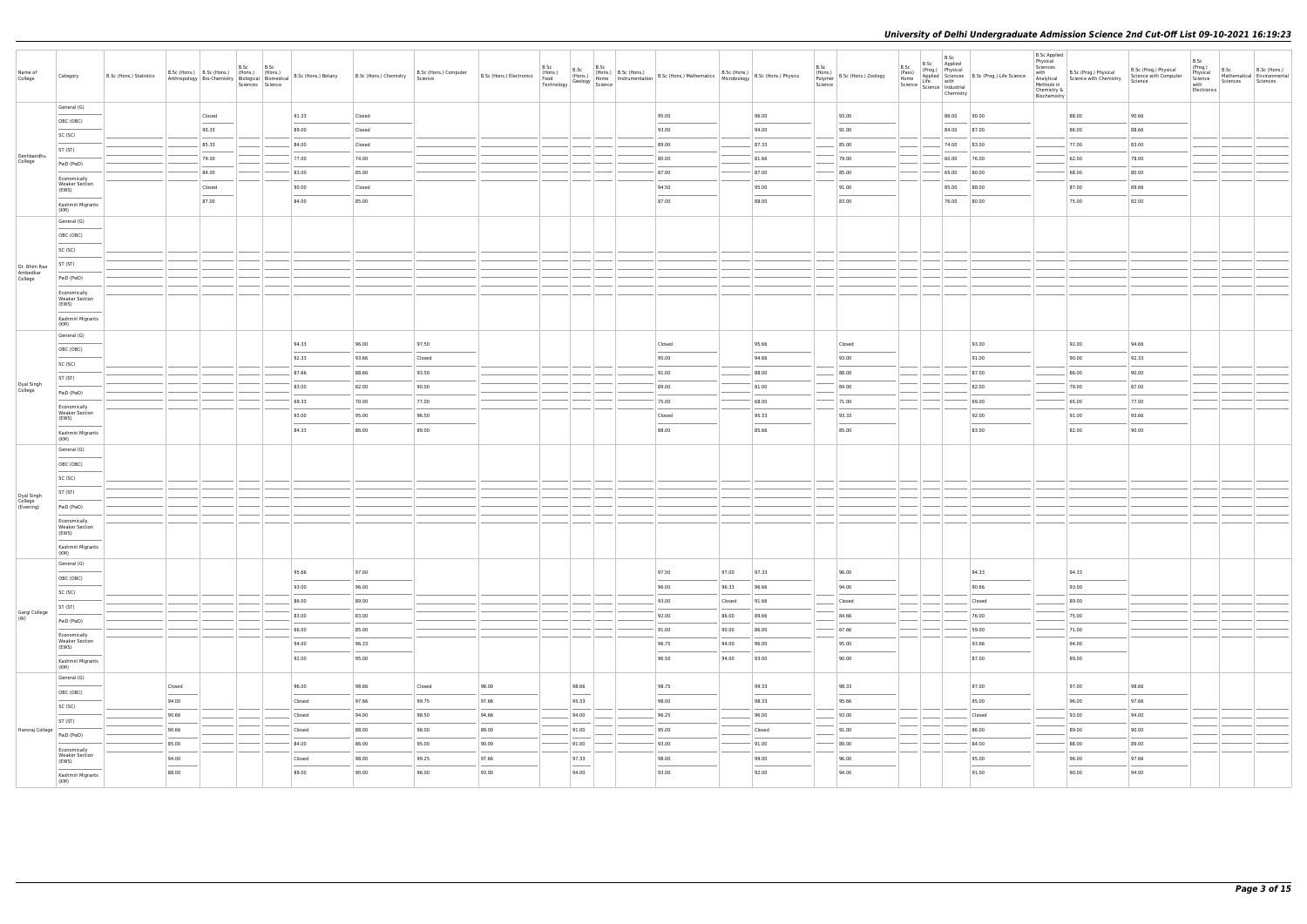| Name of College | Category | B.Sc (Hons.) Statistics | B.Sc (Hons.) Anthropology | B.Sc (Hons.) Bio-Chemistry | B.Sc (Hons.) Biological Sciences | B.Sc (Hons.) Biomedical Science | B.Sc (Hons.) Botany | B.Sc (Hons.) Chemistry | B.Sc (Hons.) Computer Science | B.Sc (Hons.) Electronics | B.Sc (Hons.) Food Technology | B.Sc (Hons.) Geology | B.Sc (Hons.) Home Science | B.Sc (Hons.) Instrumentation | B.Sc (Hons.) Mathematics | B.Sc (Hons.) Microbiology | B.Sc (Hons.) Physics | B.Sc (Hons.) Polymer Science | B.Sc (Hons.) Zoology | B.Sc (Pass) Home Science | B.Sc (Prog.) Applied Life Science | B.Sc Applied Physical Sciences with Industrial Chemistry | B.Sc (Prog.) Life Science | B.Sc Applied Physical Sciences with Analytical Methods in Chemistry & Biochemistry | B.Sc (Prog.) Physical Science with Chemistry | B.Sc (Prog.) Physical Science with Computer Science | B.Sc (Prog.) Physical Science with Electronics | B.Sc Mathematical Sciences | B.Sc (Hons.) Environmental Sciences |
|---|---|---|---|---|---|---|---|---|---|---|---|---|---|---|---|---|---|---|---|---|---|---|---|---|---|---|---|---|---|
| Deshbandhu College | General (G) | | | Closed | | | 91.33 | Closed | | | | | | | 95.00 | | 96.00 | | 93.00 | | | 86.00 | 90.00 | | 88.00 | 90.66 | | | |
| | OBC (OBC) | | | 90.33 | | | 89.00 | Closed | | | | | | | 93.00 | | 94.00 | | 91.00 | | | 84.00 | 87.00 | | 86.00 | 88.66 | | | |
| | SC (SC) | | | 85.33 | | | 84.00 | Closed | | | | | | | 89.00 | | 87.33 | | 85.00 | | | 74.00 | 83.00 | | 77.00 | 83.00 | | | |
| | ST (ST) | | | 79.00 | | | 77.00 | 74.00 | | | | | | | 80.00 | | 81.66 | | 79.00 | | | 60.00 | 76.00 | | 62.00 | 78.00 | | | |
| | PwD (PwD) | | | 84.00 | | | 83.00 | 85.00 | | | | | | | 87.00 | | 87.00 | | 85.00 | | | 65.00 | 80.00 | | 68.00 | 80.00 | | | |
| | Economically Weaker Section (EWS) | | | Closed | | | 90.00 | Closed | | | | | | | 94.50 | | 95.00 | | 91.00 | | | 85.00 | 88.00 | | 87.00 | 89.66 | | | |
| | Kashmiri Migrants (KM) | | | 87.00 | | | 84.00 | 85.00 | | | | | | | 87.00 | | 88.00 | | 83.00 | | | 76.00 | 80.00 | | 75.00 | 82.00 | | | |
| Dr. Bhim Rao Ambedkar College | General (G) | | | | | | | | | | | | | | | | | | | | | | | | | | | | |
| | OBC (OBC) | | | | | | | | | | | | | | | | | | | | | | | | | | | | |
| | SC (SC) | | | | | | | | | | | | | | | | | | | | | | | | | | | | |
| | ST (ST) | | | | | | | | | | | | | | | | | | | | | | | | | | | | |
| | PwD (PwD) | | | | | | | | | | | | | | | | | | | | | | | | | | | | |
| | Economically Weaker Section (EWS) | | | | | | | | | | | | | | | | | | | | | | | | | | | | |
| | Kashmiri Migrants (KM) | | | | | | | | | | | | | | | | | | | | | | | | | | | | |
| Dyal Singh College | General (G) | | | | | | 94.33 | 96.00 | 97.50 | | | | | | Closed | | 95.66 | | Closed | | | | 93.00 | | 92.00 | 94.66 | | | |
| | OBC (OBC) | | | | | | 92.33 | 93.66 | Closed | | | | | | 95.00 | | 94.66 | | 93.00 | | | | 91.00 | | 90.00 | 92.33 | | | |
| | SC (SC) | | | | | | 87.66 | 88.66 | 93.50 | | | | | | 91.00 | | 88.00 | | 88.00 | | | | 87.00 | | 86.00 | 90.00 | | | |
| | ST (ST) | | | | | | 83.00 | 82.00 | 90.00 | | | | | | 89.00 | | 81.00 | | 84.00 | | | | 82.00 | | 79.00 | 87.00 | | | |
| | PwD (PwD) | | | | | | 69.33 | 70.00 | 77.00 | | | | | | 75.00 | | 68.00 | | 71.00 | | | | 69.00 | | 65.00 | 77.00 | | | |
| | Economically Weaker Section (EWS) | | | | | | 93.00 | 95.00 | 96.50 | | | | | | Closed | | 95.33 | | 93.33 | | | | 92.00 | | 91.00 | 93.66 | | | |
| | Kashmiri Migrants (KM) | | | | | | 84.33 | 86.00 | 89.00 | | | | | | 88.00 | | 85.66 | | 85.00 | | | | 83.00 | | 82.00 | 90.00 | | | |
| Dyal Singh College (Evening) | General (G) | | | | | | | | | | | | | | | | | | | | | | | | | | | | |
| | OBC (OBC) | | | | | | | | | | | | | | | | | | | | | | | | | | | | |
| | SC (SC) | | | | | | | | | | | | | | | | | | | | | | | | | | | | |
| | ST (ST) | | | | | | | | | | | | | | | | | | | | | | | | | | | | |
| | PwD (PwD) | | | | | | | | | | | | | | | | | | | | | | | | | | | | |
| | Economically Weaker Section (EWS) | | | | | | | | | | | | | | | | | | | | | | | | | | | | |
| | Kashmiri Migrants (KM) | | | | | | | | | | | | | | | | | | | | | | | | | | | | |
| Gargi College (W) | General (G) | | | | | | 95.66 | 97.00 | | | | | | | 97.50 | 97.00 | 97.33 | | 96.00 | | | | 94.33 | | 94.33 | | | | |
| | OBC (OBC) | | | | | | 93.00 | 96.00 | | | | | | | 96.00 | 96.33 | 96.66 | | 94.00 | | | | 90.66 | | 93.00 | | | | |
| | SC (SC) | | | | | | 86.00 | 89.00 | | | | | | | 93.00 | Closed | 91.66 | | Closed | | | | Closed | | 89.00 | | | | |
| | ST (ST) | | | | | | 83.00 | 83.00 | | | | | | | 92.00 | 86.00 | 89.66 | | 84.66 | | | | 76.00 | | 75.00 | | | | |
| | PwD (PwD) | | | | | | 66.00 | 85.00 | | | | | | | 91.00 | 90.00 | 86.00 | | 67.66 | | | | 59.00 | | 71.00 | | | | |
| | Economically Weaker Section (EWS) | | | | | | 94.00 | 96.33 | | | | | | | 96.75 | 94.00 | 96.00 | | 95.00 | | | | 93.66 | | 94.00 | | | | |
| | Kashmiri Migrants (KM) | | | | | | 92.00 | 95.00 | | | | | | | 96.50 | 94.00 | 93.00 | | 90.00 | | | | 87.00 | | 89.00 | | | | |
| Hansraj College | General (G) | | Closed | | | | 96.00 | 98.66 | Closed | 98.00 | | 98.66 | | | 98.75 | | 99.33 | | 98.33 | | | | 97.00 | | 97.00 | 98.66 | | | |
| | OBC (OBC) | | 94.00 | | | | Closed | 97.66 | 99.75 | 97.66 | | 95.33 | | | 98.00 | | 98.33 | | 95.66 | | | | 95.00 | | 96.00 | 97.66 | | | |
| | SC (SC) | | 90.66 | | | | Closed | 94.00 | 98.50 | 94.66 | | 94.00 | | | 96.25 | | 96.00 | | 93.00 | | | | Closed | | 93.00 | 94.00 | | | |
| | ST (ST) | | 90.66 | | | | Closed | 88.00 | 98.00 | 89.00 | | 91.00 | | | 95.00 | | Closed | | 91.00 | | | | 86.00 | | 89.00 | 90.00 | | | |
| | PwD (PwD) | | 85.00 | | | | 84.00 | 86.00 | 95.00 | 90.00 | | 91.00 | | | 93.00 | | 91.00 | | 89.00 | | | | 84.00 | | 88.00 | 89.00 | | | |
| | Economically Weaker Section (EWS) | | 94.00 | | | | Closed | 98.00 | 99.25 | 97.66 | | 97.33 | | | 98.00 | | 99.00 | | 96.00 | | | | 95.00 | | 96.00 | 97.66 | | | |
| | Kashmiri Migrants (KM) | | 88.00 | | | | 89.00 | 90.00 | 96.00 | 93.00 | | 94.00 | | | 93.00 | | 92.00 | | 94.00 | | | | 91.00 | | 90.00 | 94.00 | | | |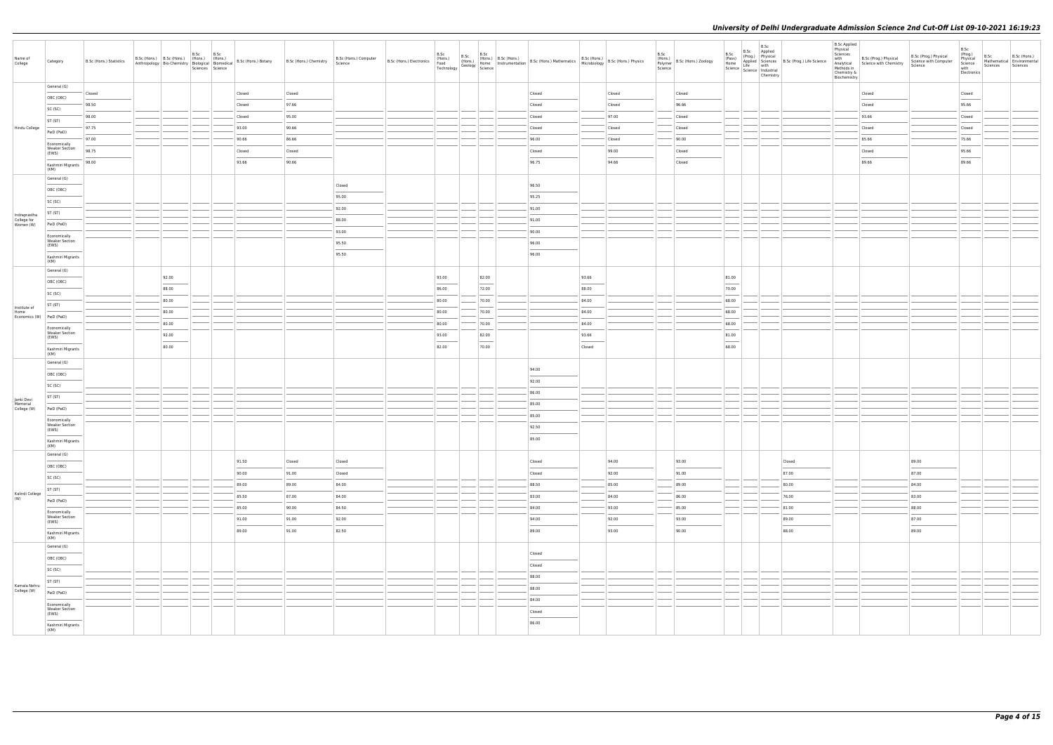| Name of College | Category | B.Sc (Hons.) Statistics | B.Sc (Hons.) Anthropology | B.Sc (Hons.) Bio-Chemistry | B.Sc (Hons.) Biological Sciences | B.Sc (Hons.) Biomedical Science | B.Sc (Hons.) Botany | B.Sc (Hons.) Chemistry | B.Sc (Hons.) Computer Science | B.Sc (Hons.) Electronics | B.Sc (Hons.) Food Technology | B.Sc (Hons.) Geology | B.Sc (Hons.) Home Science | B.Sc (Hons.) Instrumentation | B.Sc (Hons.) Mathematics | B.Sc (Hons.) Microbiology | B.Sc (Hons.) Physics | B.Sc (Hons.) Polymer Science | B.Sc (Hons.) Zoology | B.Sc (Pass) Home Science | B.Sc (Prog.) Applied Life Science | B.Sc Applied Physical Sciences with Industrial Chemistry | B.Sc (Prog.) Life Science | B.Sc Applied Physical Sciences with Analytical Methods in Chemistry & Biochemistry | B.Sc (Prog.) Physical Science with Chemistry | B.Sc (Prog.) Physical Science with Computer Science | B.Sc (Prog.) Physical Science with Electronics | B.Sc Mathematical Sciences | B.Sc (Hons.) Environmental Sciences |
|---|---|---|---|---|---|---|---|---|---|---|---|---|---|---|---|---|---|---|---|---|---|---|---|---|---|---|---|---|---|
| Hindu College | General (G) | Closed | | | | | Closed | Closed | | | | | | | Closed | | Closed | | Closed | | | | | | Closed | | Closed | | |
| | OBC (OBC) | 98.50 | | | | | Closed | 97.66 | | | | | | | Closed | | Closed | | 96.66 | | | | | | Closed | | 95.66 | | |
| | SC (SC) | 98.00 | | | | | Closed | 95.00 | | | | | | | Closed | | 97.00 | | Closed | | | | | | 93.66 | | Closed | | |
| | ST (ST) | 97.75 | | | | | 93.00 | 90.66 | | | | | | | Closed | | Closed | | Closed | | | | | | Closed | | Closed | | |
| | PwD (PwD) | 97.00 | | | | | 90.66 | 86.66 | | | | | | | 96.00 | | Closed | | 90.00 | | | | | | 85.66 | | 75.66 | | |
| | Economically Weaker Section (EWS) | 98.75 | | | | | Closed | Closed | | | | | | | Closed | | 99.00 | | Closed | | | | | | Closed | | 95.66 | | |
| | Kashmiri Migrants (KM) | 98.00 | | | | | 93.66 | 90.66 | | | | | | | 96.75 | | 94.66 | | Closed | | | | | | 89.66 | | 89.66 | | |
| Indraprastha College for Women (W) | General (G) | | | | | | | | Closed | | | | | | 96.50 | | | | | | | | | | | | | | |
| | OBC (OBC) | | | | | | | | 95.00 | | | | | | 95.25 | | | | | | | | | | | | | | |
| | SC (SC) | | | | | | | | 92.00 | | | | | | 91.00 | | | | | | | | | | | | | | |
| | ST (ST) | | | | | | | | 88.00 | | | | | | 91.00 | | | | | | | | | | | | | | |
| | PwD (PwD) | | | | | | | | 93.00 | | | | | | 90.00 | | | | | | | | | | | | | | |
| | Economically Weaker Section (EWS) | | | | | | | | 95.50 | | | | | | 96.00 | | | | | | | | | | | | | | |
| | Kashmiri Migrants (KM) | | | | | | | | 95.50 | | | | | | 96.00 | | | | | | | | | | | | | | |
| Institute of Home Economics (W) | General (G) | | | 92.00 | | | | | | | 93.00 | | 82.00 | | | 93.66 | | | | 81.00 | | | | | | | | | |
| | OBC (OBC) | | | 88.00 | | | | | | | 86.00 | | 72.00 | | | 88.00 | | | | 70.00 | | | | | | | | | |
| | SC (SC) | | | 80.00 | | | | | | | 80.00 | | 70.00 | | | 84.00 | | | | 68.00 | | | | | | | | | |
| | ST (ST) | | | 80.00 | | | | | | | 80.00 | | 70.00 | | | 84.00 | | | | 68.00 | | | | | | | | | |
| | PwD (PwD) | | | 80.00 | | | | | | | 80.00 | | 70.00 | | | 84.00 | | | | 68.00 | | | | | | | | | |
| | Economically Weaker Section (EWS) | | | 92.00 | | | | | | | 93.00 | | 82.00 | | | 93.66 | | | | 81.00 | | | | | | | | | |
| | Kashmiri Migrants (KM) | | | 80.00 | | | | | | | 82.00 | | 70.00 | | | Closed | | | | 68.00 | | | | | | | | | |
| Janki Devi Memorial College (W) | General (G) | | | | | | | | | | | | | | 94.00 | | | | | | | | | | | | | | |
| | OBC (OBC) | | | | | | | | | | | | | | 92.00 | | | | | | | | | | | | | | |
| | SC (SC) | | | | | | | | | | | | | | 86.00 | | | | | | | | | | | | | | |
| | ST (ST) | | | | | | | | | | | | | | 85.00 | | | | | | | | | | | | | | |
| | PwD (PwD) | | | | | | | | | | | | | | 85.00 | | | | | | | | | | | | | | |
| | Economically Weaker Section (EWS) | | | | | | | | | | | | | | 92.50 | | | | | | | | | | | | | | |
| | Kashmiri Migrants (KM) | | | | | | | | | | | | | | 85.00 | | | | | | | | | | | | | | |
| Kalindi College (W) | General (G) | | | | | | 91.50 | Closed | Closed | | | | | | Closed | | 94.00 | | 93.00 | | | | Closed | | | 89.00 | | | |
| | OBC (OBC) | | | | | | 90.00 | 91.00 | Closed | | | | | | Closed | | 92.00 | | 91.00 | | | | 87.00 | | | 87.00 | | | |
| | SC (SC) | | | | | | 89.00 | 89.00 | 84.00 | | | | | | 88.50 | | 85.00 | | 89.00 | | | | 80.00 | | | 84.00 | | | |
| | ST (ST) | | | | | | 85.50 | 87.00 | 84.00 | | | | | | 83.00 | | 84.00 | | 86.00 | | | | 76.00 | | | 83.00 | | | |
| | PwD (PwD) | | | | | | 85.00 | 90.00 | 84.50 | | | | | | 84.00 | | 93.00 | | 85.00 | | | | 81.00 | | | 88.00 | | | |
| | Economically Weaker Section (EWS) | | | | | | 91.00 | 91.00 | 92.00 | | | | | | 94.00 | | 92.00 | | 93.00 | | | | 89.00 | | | 87.00 | | | |
| | Kashmiri Migrants (KM) | | | | | | 89.00 | 91.00 | 82.50 | | | | | | 89.00 | | 93.00 | | 90.00 | | | | 88.00 | | | 89.00 | | | |
| Kamala Nehru College (W) | General (G) | | | | | | | | | | | | | | Closed | | | | | | | | | | | | | | |
| | OBC (OBC) | | | | | | | | | | | | | | Closed | | | | | | | | | | | | | | |
| | SC (SC) | | | | | | | | | | | | | | 88.00 | | | | | | | | | | | | | | |
| | ST (ST) | | | | | | | | | | | | | | 88.00 | | | | | | | | | | | | | | |
| | PwD (PwD) | | | | | | | | | | | | | | 84.00 | | | | | | | | | | | | | | |
| | Economically Weaker Section (EWS) | | | | | | | | | | | | | | Closed | | | | | | | | | | | | | | |
| | Kashmiri Migrants (KM) | | | | | | | | | | | | | | 86.00 | | | | | | | | | | | | | | |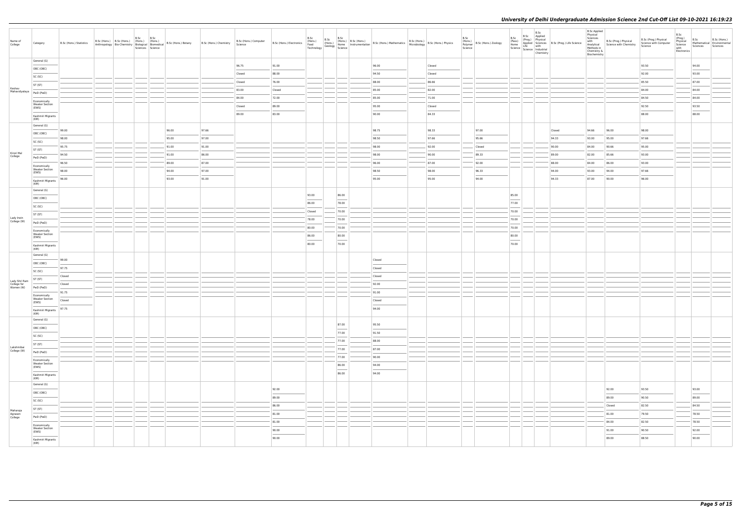| Name of College | Category | B.Sc (Hons.) Statistics | B.Sc (Hons.) Anthropology | B.Sc (Hons.) Bio-Chemistry | B.Sc (Hons.) Biological Sciences | B.Sc (Hons.) Biomedical Science | B.Sc (Hons.) Botany | B.Sc (Hons.) Chemistry | B.Sc (Hons.) Computer Science | B.Sc (Hons.) Electronics | B.Sc (Hons.) Food Technology | B.Sc Geology | B.Sc (Hons.) Home Science | B.Sc (Hons.) Instrumentation | B.Sc (Hons.) Mathematics | B.Sc (Hons.) Microbiology | B.Sc (Hons.) Physics | B.Sc (Hons.) Polymer Science | B.Sc (Hons.) Zoology | B.Sc (Pass) Home Science | B.Sc (Prog.) Applied Life Science | B.Sc Applied Physical Sciences with Industrial Chemistry | B.Sc (Prog.) Life Science | B.Sc Applied Physical Sciences with Analytical Methods in Chemistry & Biochemistry | B.Sc (Prog.) Physical Science with Chemistry | B.Sc (Prog.) Physical Science with Computer Science | B.Sc (Prog.) Physical Science with Electronics | B.Sc Mathematical Sciences | B.Sc (Hons.) Environmental Sciences |
|---|---|---|---|---|---|---|---|---|---|---|---|---|---|---|---|---|---|---|---|---|---|---|---|---|---|---|---|---|---|
| Keshav Mahavidyalaya | General (G) | | | | | | | | 96.75 | 91.00 | | | | | 96.00 | | Closed | | | | | | | | | 93.50 | | 94.00 | |
| | OBC (OBC) | | | | | | | | Closed | 88.00 | | | | | 94.50 | | Closed | | | | | | | | | 92.00 | | 93.00 | |
| | SC (SC) | | | | | | | | Closed | 76.00 | | | | | 88.00 | | 86.66 | | | | | | | | | 85.50 | | 87.00 | |
| | ST (ST) | | | | | | | | 83.00 | Closed | | | | | 85.00 | | 82.00 | | | | | | | | | 84.00 | | 84.00 | |
| | PwD (PwD) | | | | | | | | 84.00 | 72.00 | | | | | 85.00 | | 71.00 | | | | | | | | | 84.50 | | 84.00 | |
| | Economically Weaker Section (EWS) | | | | | | | | Closed | 89.00 | | | | | 95.00 | | Closed | | | | | | | | | 92.50 | | 93.50 | |
| | Kashmiri Migrants (KM) | | | | | | | | 89.00 | 83.00 | | | | | 90.00 | | 84.33 | | | | | | | | | 88.00 | | 88.00 | |
| Kirori Mal College | General (G) | 99.00 | | | | | 96.00 | 97.66 | | | | | | | 98.75 | | 98.33 | | 97.00 | | | | Closed | 94.66 | 96.00 | 98.00 | | | |
| | OBC (OBC) | 98.00 | | | | | 95.00 | 97.00 | | | | | | | 98.50 | | 97.66 | | 95.66 | | | | 94.33 | 93.00 | 95.00 | 97.66 | | | |
| | SC (SC) | 95.75 | | | | | 91.00 | 91.00 | | | | | | | 98.00 | | 92.00 | | Closed | | | | 90.00 | 84.00 | 90.66 | 95.00 | | | |
| | ST (ST) | 94.50 | | | | | 91.00 | 86.00 | | | | | | | 98.00 | | 90.00 | | 89.33 | | | | 89.00 | 82.00 | 85.66 | 93.00 | | | |
| | PwD (PwD) | 96.50 | | | | | 89.00 | 87.00 | | | | | | | 96.00 | | 87.00 | | 92.00 | | | | 88.00 | 84.00 | 86.00 | 93.00 | | | |
| | Economically Weaker Section (EWS) | 98.00 | | | | | 94.00 | 97.00 | | | | | | | 98.50 | | 98.00 | | 96.33 | | | | 94.00 | 93.00 | 94.00 | 97.66 | | | |
| | Kashmiri Migrants (KM) | 96.00 | | | | | 93.00 | 91.00 | | | | | | | 95.00 | | 95.00 | | 94.00 | | | | 94.33 | 87.00 | 90.00 | 96.00 | | | |
| Lady Irwin College (W) | General (G) | | | | | | | | | | 93.00 | | 86.00 | | | | | | | 85.00 | | | | | | | | | |
| | OBC (OBC) | | | | | | | | | | 86.00 | | 78.00 | | | | | | | 77.00 | | | | | | | | | |
| | SC (SC) | | | | | | | | | | Closed | | 70.00 | | | | | | | 70.00 | | | | | | | | | |
| | ST (ST) | | | | | | | | | | 78.00 | | 70.00 | | | | | | | 70.00 | | | | | | | | | |
| | PwD (PwD) | | | | | | | | | | 80.00 | | 70.00 | | | | | | | 70.00 | | | | | | | | | |
| | Economically Weaker Section (EWS) | | | | | | | | | | 86.00 | | 80.00 | | | | | | | 80.00 | | | | | | | | | |
| | Kashmiri Migrants (KM) | | | | | | | | | | 80.00 | | 70.00 | | | | | | | 70.00 | | | | | | | | | |
| Lady Shri Ram College for Women (W) | General (G) | 99.00 | | | | | | | | | | | | | Closed | | | | | | | | | | | | | | |
| | OBC (OBC) | 97.75 | | | | | | | | | | | | | Closed | | | | | | | | | | | | | | |
| | SC (SC) | Closed | | | | | | | | | | | | | Closed | | | | | | | | | | | | | | |
| | ST (ST) | Closed | | | | | | | | | | | | | 92.00 | | | | | | | | | | | | | | |
| | PwD (PwD) | 91.75 | | | | | | | | | | | | | 91.00 | | | | | | | | | | | | | | |
| | Economically Weaker Section (EWS) | Closed | | | | | | | | | | | | | Closed | | | | | | | | | | | | | | |
| | Kashmiri Migrants (KM) | 97.75 | | | | | | | | | | | | | 94.00 | | | | | | | | | | | | | | |
| Lakshmibai College (W) | General (G) | | | | | | | | | | | | 87.00 | | 95.50 | | | | | | | | | | | | | | |
| | OBC (OBC) | | | | | | | | | | | | 77.00 | | 91.50 | | | | | | | | | | | | | | |
| | SC (SC) | | | | | | | | | | | | 77.00 | | 88.00 | | | | | | | | | | | | | | |
| | ST (ST) | | | | | | | | | | | | 77.00 | | 87.00 | | | | | | | | | | | | | | |
| | PwD (PwD) | | | | | | | | | | | | 77.00 | | 90.00 | | | | | | | | | | | | | | |
| | Economically Weaker Section (EWS) | | | | | | | | | | | | 86.00 | | 94.00 | | | | | | | | | | | | | | |
| | Kashmiri Migrants (KM) | | | | | | | | | | | | 86.00 | | 94.00 | | | | | | | | | | | | | | |
| Maharaja Agrasen College | General (G) | | | | | | | | | 92.00 | | | | | | | | | | | | | | | 92.00 | 93.50 | | 93.00 | |
| | OBC (OBC) | | | | | | | | | 89.00 | | | | | | | | | | | | | | | 89.00 | 90.50 | | 89.00 | |
| | SC (SC) | | | | | | | | | 86.00 | | | | | | | | | | | | | | | Closed | 82.50 | | 84.50 | |
| | ST (ST) | | | | | | | | | 81.00 | | | | | | | | | | | | | | | 81.00 | 79.50 | | 78.50 | |
| | PwD (PwD) | | | | | | | | | 81.00 | | | | | | | | | | | | | | | 84.00 | 82.50 | | 78.50 | |
| | Economically Weaker Section (EWS) | | | | | | | | | 90.00 | | | | | | | | | | | | | | | 91.00 | 90.50 | | 92.00 | |
| | Kashmiri Migrants (KM) | | | | | | | | | 90.00 | | | | | | | | | | | | | | | 89.00 | 88.50 | | 90.00 | |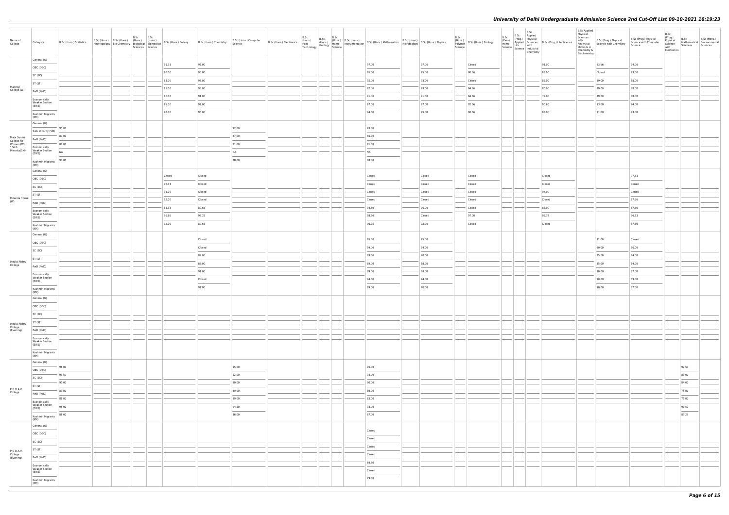| Name of College | Category | B.Sc (Hons.) Statistics | B.Sc (Hons.) Anthropology | B.Sc (Hons.) Bio-Chemistry | B.Sc (Hons.) Biological Sciences | B.Sc (Hons.) Biomedical Science | B.Sc (Hons.) Botany | B.Sc (Hons.) Chemistry | B.Sc (Hons.) Computer Science | B.Sc (Hons.) Electronics | B.Sc (Hons.) Food Technology | B.Sc (Hons.) Geology | B.Sc (Hons.) Home Science | B.Sc (Hons.) Instrumentation | B.Sc (Hons.) Mathematics | B.Sc (Hons.) Microbiology | B.Sc (Hons.) Physics | B.Sc (Hons.) Polymer Science | B.Sc (Hons.) Zoology | B.Sc (Pass) Home Science | B.Sc (Prog.) Applied Life Science | B.Sc Applied Physical Sciences with Industrial Chemistry | B.Sc (Prog.) Life Science | B.Sc Applied Physical Sciences with Analytical Methods in Chemistry & Biochemistry | B.Sc (Prog.) Physical Science with Chemistry | B.Sc (Prog.) Physical Science with Computer Science | B.Sc (Prog.) Physical Science with Electronics | B.Sc Mathematical Sciences | B.Sc (Hons.) Environmental Sciences |
|---|---|---|---|---|---|---|---|---|---|---|---|---|---|---|---|---|---|---|---|---|---|---|---|---|---|---|---|---|---|
| Maitreyi College (W) | General (G) | | | | | | 91.33 | 97.00 | | | | | | | 97.00 | | 97.00 | | Closed | | | | 91.00 | | 93.66 | 94.00 | | | |
| | OBC (OBC) | | | | | | 90.00 | 95.00 | | | | | | | 95.00 | | 95.00 | | 90.66 | | | | 88.00 | | Closed | 93.00 | | | |
| | SC (SC) | | | | | | 83.00 | 93.00 | | | | | | | 92.00 | | 93.00 | | Closed | | | | 82.00 | | 89.00 | 88.00 | | | |
| | ST (ST) | | | | | | 81.00 | 93.00 | | | | | | | 92.00 | | 93.00 | | 84.66 | | | | 80.00 | | 89.00 | 88.00 | | | |
| | PwD (PwD) | | | | | | 80.00 | 91.00 | | | | | | | 91.00 | | 91.00 | | 84.66 | | | | 79.00 | | 89.00 | 88.00 | | | |
| | Economically Weaker Section (EWS) | | | | | | 91.00 | 97.00 | | | | | | | 97.00 | | 97.00 | | 92.66 | | | | 90.66 | | 93.00 | 94.00 | | | |
| | Kashmiri Migrants (KM) | | | | | | 90.00 | 95.00 | | | | | | | 94.00 | | 95.00 | | 90.66 | | | | 88.00 | | 91.00 | 93.00 | | | |
| Mata Sundri College for Women (W) * Sikh Minority(SM) | General (G) | | | | | | | | | | | | | | | | | | | | | | | | | | | | |
| | Sikh Minority (SM) | 95.00 | | | | | | | 92.00 | | | | | | 93.00 | | | | | | | | | | | | | | |
| | PwD (PwD) | 87.00 | | | | | | | 87.00 | | | | | | 85.00 | | | | | | | | | | | | | | |
| | Economically Weaker Section (EWS) | 83.00 | | | | | | | 81.00 | | | | | | 81.00 | | | | | | | | | | | | | | |
| | | NA | | | | | | | NA | | | | | | NA | | | | | | | | | | | | | | |
| | Kashmiri Migrants (KM) | 90.00 | | | | | | | 88.00 | | | | | | 88.00 | | | | | | | | | | | | | | |
| Miranda House (W) | General (G) | | | | | | Closed | Closed | | | | | | | Closed | | Closed | | Closed | | | | Closed | | | 97.33 | | | |
| | OBC (OBC) | | | | | | 96.33 | Closed | | | | | | | Closed | | Closed | | Closed | | | | Closed | | | Closed | | | |
| | SC (SC) | | | | | | 95.00 | Closed | | | | | | | Closed | | Closed | | Closed | | | | 94.00 | | | Closed | | | |
| | ST (ST) | | | | | | 92.00 | Closed | | | | | | | Closed | | Closed | | Closed | | | | Closed | | | 87.66 | | | |
| | PwD (PwD) | | | | | | 88.33 | 89.66 | | | | | | | 94.50 | | 90.00 | | Closed | | | | 88.00 | | | 87.66 | | | |
| | Economically Weaker Section (EWS) | | | | | | 96.66 | 96.33 | | | | | | | 98.50 | | Closed | | 97.00 | | | | 96.33 | | | 96.33 | | | |
| | Kashmiri Migrants (KM) | | | | | | 92.00 | 89.66 | | | | | | | 96.75 | | 92.00 | | Closed | | | | Closed | | | 87.66 | | | |
| Motilal Nehru College | General (G) | | | | | | | Closed | | | | | | | 95.50 | | 95.00 | | | | | | | | 91.00 | Closed | | | |
| | OBC (OBC) | | | | | | | Closed | | | | | | | 94.00 | | 94.00 | | | | | | | | 90.00 | 90.00 | | | |
| | SC (SC) | | | | | | | 87.00 | | | | | | | 89.50 | | 90.00 | | | | | | | | 85.00 | 84.00 | | | |
| | ST (ST) | | | | | | | 87.00 | | | | | | | 89.00 | | 88.00 | | | | | | | | 85.00 | 84.00 | | | |
| | PwD (PwD) | | | | | | | 91.00 | | | | | | | 89.00 | | 88.00 | | | | | | | | 90.00 | 87.00 | | | |
| | Economically Weaker Section (EWS) | | | | | | | Closed | | | | | | | 94.00 | | 94.00 | | | | | | | | 90.00 | 89.00 | | | |
| | Kashmiri Migrants (KM) | | | | | | | 91.00 | | | | | | | 89.00 | | 90.00 | | | | | | | | 90.00 | 87.00 | | | |
| Motilal Nehru College (Evening) | General (G) | | | | | | | | | | | | | | | | | | | | | | | | | | | | |
| | OBC (OBC) | | | | | | | | | | | | | | | | | | | | | | | | | | | | |
| | SC (SC) | | | | | | | | | | | | | | | | | | | | | | | | | | | | |
| | ST (ST) | | | | | | | | | | | | | | | | | | | | | | | | | | | | |
| | PwD (PwD) | | | | | | | | | | | | | | | | | | | | | | | | | | | | |
| | Economically Weaker Section (EWS) | | | | | | | | | | | | | | | | | | | | | | | | | | | | |
| | Kashmiri Migrants (KM) | | | | | | | | | | | | | | | | | | | | | | | | | | | | |
| P.G.D.A.V. College | General (G) | 96.00 | | | | | | | 95.00 | | | | | | 95.00 | | | | | | | | | | | | | 92.50 | |
| | OBC (OBC) | 93.50 | | | | | | | 92.00 | | | | | | 93.00 | | | | | | | | | | | | | 89.00 | |
| | SC (SC) | 90.00 | | | | | | | 90.00 | | | | | | 90.00 | | | | | | | | | | | | | 84.00 | |
| | ST (ST) | 89.00 | | | | | | | 89.00 | | | | | | 89.00 | | | | | | | | | | | | | 75.00 | |
| | PwD (PwD) | 88.00 | | | | | | | 89.00 | | | | | | 83.00 | | | | | | | | | | | | | 75.00 | |
| | Economically Weaker Section (EWS) | 95.00 | | | | | | | 94.50 | | | | | | 93.00 | | | | | | | | | | | | | 90.50 | |
| | Kashmiri Migrants (KM) | 88.00 | | | | | | | 86.00 | | | | | | 87.00 | | | | | | | | | | | | | 83.25 | |
| P.G.D.A.V. College (Evening) | General (G) | | | | | | | | | | | | | | Closed | | | | | | | | | | | | | | |
| | OBC (OBC) | | | | | | | | | | | | | | Closed | | | | | | | | | | | | | | |
| | SC (SC) | | | | | | | | | | | | | | Closed | | | | | | | | | | | | | | |
| | ST (ST) | | | | | | | | | | | | | | Closed | | | | | | | | | | | | | | |
| | PwD (PwD) | | | | | | | | | | | | | | 69.50 | | | | | | | | | | | | | | |
| | Economically Weaker Section (EWS) | | | | | | | | | | | | | | Closed | | | | | | | | | | | | | | |
| | Kashmiri Migrants (KM) | | | | | | | | | | | | | | 79.00 | | | | | | | | | | | | | | |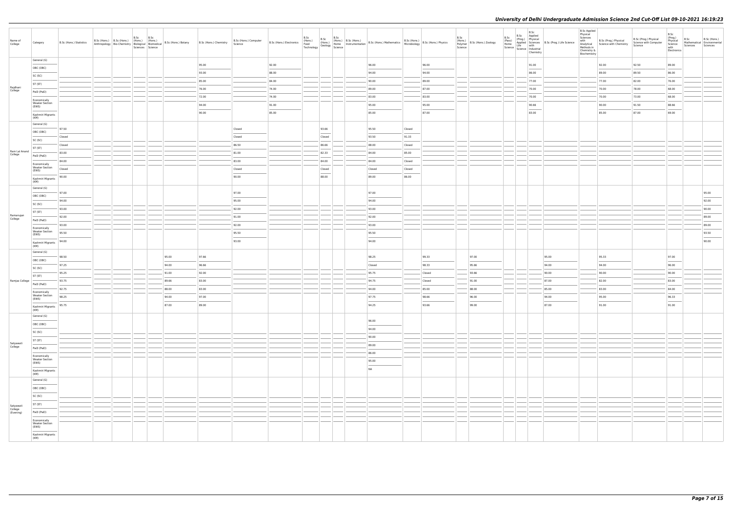# University of Delhi Undergraduate Admission Science 2nd Cut-Off List 09-10-2021 16:19:23

| Name of College | Category | B.Sc (Hons.) Statistics | B.Sc (Hons.) Anthropology | B.Sc (Hons.) Bio-Chemistry | B.Sc (Hons.) Biological Sciences | B.Sc (Hons.) Biomedical Science | B.Sc (Hons.) Botany | B.Sc (Hons.) Chemistry | B.Sc (Hons.) Computer Science | B.Sc (Hons.) Electronics | B.Sc (Hons.) Food Technology | B.Sc (Hons.) Geology | B.Sc (Hons.) Home Science | B.Sc (Hons.) Instrumentation | B.Sc (Hons.) Mathematics | B.Sc (Hons.) Microbiology | B.Sc (Hons.) Physics | B.Sc (Hons.) Polymer Science | B.Sc (Hons.) Zoology | B.Sc (Pass) Home Science | B.Sc (Prog.) Applied Life Science | B.Sc Applied Physical Sciences with Industrial Chemistry | B.Sc (Prog.) Life Science | B.Sc Applied Physical Sciences with Analytical Methods in Chemistry & Biochemistry | B.Sc (Prog.) Physical Science with Chemistry | B.Sc (Prog.) Physical Science with Computer Science | B.Sc (Prog.) Physical Science with Electronics | B.Sc Mathematical Sciences | B.Sc (Hons.) Environmental Sciences |
|---|---|---|---|---|---|---|---|---|---|---|---|---|---|---|---|---|---|---|---|---|---|---|---|---|---|---|---|---|---|
| Rajdhani College | General (G) | | | | | | | 95.00 | | 92.00 | | | | | 96.00 | | 96.00 | | | | | 91.00 | | | 92.00 | 92.50 | 89.00 | | |
| | OBC (OBC) | | | | | | | 93.00 | | 88.00 | | | | | 94.00 | | 94.00 | | | | | 86.00 | | | 89.00 | 89.50 | 86.00 | | |
| | SC (SC) | | | | | | | 85.00 | | 84.00 | | | | | 90.00 | | 89.00 | | | | | 77.00 | | | 77.00 | 82.00 | 76.00 | | |
| | ST (ST) | | | | | | | 76.00 | | 74.00 | | | | | 89.00 | | 87.00 | | | | | 70.00 | | | 70.00 | 78.00 | 68.00 | | |
| | PwD (PwD) | | | | | | | 72.00 | | 74.00 | | | | | 83.00 | | 83.00 | | | | | 70.00 | | | 70.00 | 73.00 | 68.00 | | |
| | Economically Weaker Section (EWS) | | | | | | | 94.00 | | 91.00 | | | | | 95.00 | | 95.00 | | | | | 90.66 | | | 90.00 | 91.50 | 88.66 | | |
| | Kashmiri Migrants (KM) | | | | | | | 90.00 | | 85.00 | | | | | 85.00 | | 87.00 | | | | | 83.00 | | | 85.00 | 87.00 | 69.00 | | |
| Ram Lal Anand College | General (G) | 97.50 | | | | | | | Closed | | | 93.66 | | | 95.50 | Closed | | | | | | | | | | | | | |
| | OBC (OBC) | Closed | | | | | | | Closed | | | Closed | | | 93.50 | 91.33 | | | | | | | | | | | | | |
| | SC (SC) | Closed | | | | | | | 86.50 | | | 86.66 | | | 88.00 | Closed | | | | | | | | | | | | | |
| | ST (ST) | 83.00 | | | | | | | 81.00 | | | 82.33 | | | 84.00 | 85.00 | | | | | | | | | | | | | |
| | PwD (PwD) | 84.00 | | | | | | | 83.00 | | | 84.00 | | | 84.00 | Closed | | | | | | | | | | | | | |
| | Economically Weaker Section (EWS) | Closed | | | | | | | Closed | | | Closed | | | Closed | Closed | | | | | | | | | | | | | |
| | Kashmiri Migrants (KM) | 90.00 | | | | | | | 90.00 | | | 88.00 | | | 89.00 | 86.00 | | | | | | | | | | | | | |
| Ramanujan College | General (G) | 97.00 | | | | | | | 97.00 | | | | | | 97.00 | | | | | | | | | | | | | | 95.00 |
| | OBC (OBC) | 94.00 | | | | | | | 95.00 | | | | | | 94.00 | | | | | | | | | | | | | | 92.00 |
| | SC (SC) | 93.00 | | | | | | | 92.00 | | | | | | 93.00 | | | | | | | | | | | | | | 90.00 |
| | ST (ST) | 92.00 | | | | | | | 91.00 | | | | | | 92.00 | | | | | | | | | | | | | | 89.00 |
| | PwD (PwD) | 93.00 | | | | | | | 92.00 | | | | | | 93.00 | | | | | | | | | | | | | | 89.00 |
| | Economically Weaker Section (EWS) | 95.50 | | | | | | | 95.50 | | | | | | 95.50 | | | | | | | | | | | | | | 93.50 |
| | Kashmiri Migrants (KM) | 94.00 | | | | | | | 93.00 | | | | | | 94.00 | | | | | | | | | | | | | | 90.00 |
| Ramjas College | General (G) | 98.50 | | | | | 95.00 | 97.66 | | | | | | | 98.25 | | 99.33 | | 97.00 | | | | 95.00 | | 95.33 | | 97.00 | | |
| | OBC (OBC) | 97.25 | | | | | 94.00 | 96.66 | | | | | | | Closed | | 98.33 | | 95.66 | | | | 94.00 | | 94.00 | | 96.00 | | |
| | SC (SC) | 95.25 | | | | | 91.00 | 92.00 | | | | | | | 95.75 | | Closed | | 93.66 | | | | 90.00 | | 90.00 | | 90.00 | | |
| | ST (ST) | 93.75 | | | | | 89.66 | 83.00 | | | | | | | 94.75 | | Closed | | 91.00 | | | | 87.00 | | 82.00 | | 83.00 | | |
| | PwD (PwD) | 92.75 | | | | | 88.00 | 83.00 | | | | | | | 94.00 | | 85.00 | | 88.00 | | | | 85.00 | | 83.00 | | 84.00 | | |
| | Economically Weaker Section (EWS) | 98.25 | | | | | 94.00 | 97.00 | | | | | | | 97.75 | | 98.66 | | 96.00 | | | | 94.00 | | 95.00 | | 96.33 | | |
| | Kashmiri Migrants (KM) | 95.75 | | | | | 87.00 | 89.00 | | | | | | | 94.25 | | 93.66 | | 99.00 | | | | 87.00 | | 91.00 | | 91.00 | | |
| Satyawati College | General (G) | | | | | | | | | | | | | | 96.00 | | | | | | | | | | | | | | |
| | OBC (OBC) | | | | | | | | | | | | | | 94.00 | | | | | | | | | | | | | | |
| | SC (SC) | | | | | | | | | | | | | | 90.00 | | | | | | | | | | | | | | |
| | ST (ST) | | | | | | | | | | | | | | 89.00 | | | | | | | | | | | | | | |
| | PwD (PwD) | | | | | | | | | | | | | | 86.00 | | | | | | | | | | | | | | |
| | Economically Weaker Section (EWS) | | | | | | | | | | | | | | 95.00 | | | | | | | | | | | | | | |
| | Kashmiri Migrants (KM) | | | | | | | | | | | | | | NA | | | | | | | | | | | | | | |
| Satyawati College (Evening) | General (G) | | | | | | | | | | | | | | | | | | | | | | | | | | | | |
| | OBC (OBC) | | | | | | | | | | | | | | | | | | | | | | | | | | | | |
| | SC (SC) | | | | | | | | | | | | | | | | | | | | | | | | | | | | |
| | ST (ST) | | | | | | | | | | | | | | | | | | | | | | | | | | | | |
| | PwD (PwD) | | | | | | | | | | | | | | | | | | | | | | | | | | | | |
| | Economically Weaker Section (EWS) | | | | | | | | | | | | | | | | | | | | | | | | | | | | |
| | Kashmiri Migrants (KM) | | | | | | | | | | | | | | | | | | | | | | | | | | | | |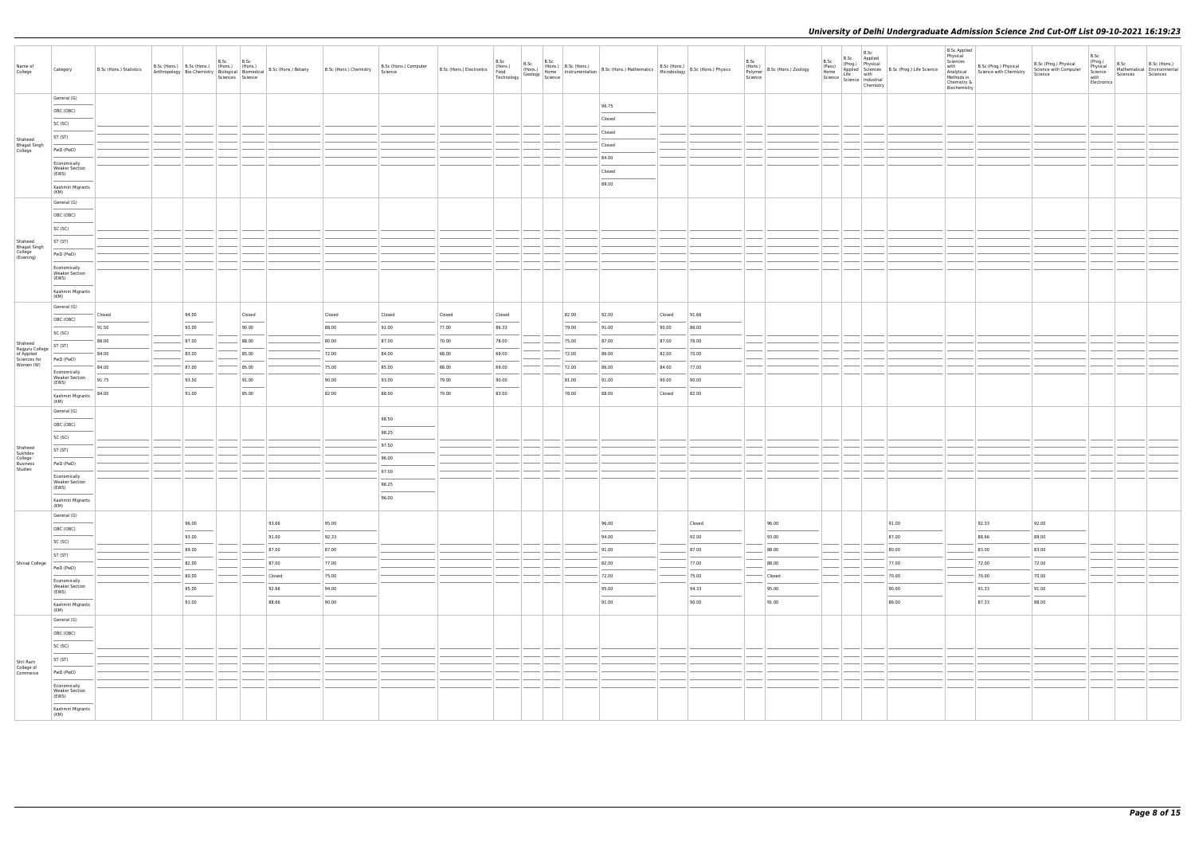| Name of College | Category | B.Sc (Hons.) Statistics | B.Sc (Hons.) Anthropology | B.Sc (Hons.) Bio-Chemistry | B.Sc (Hons.) Biological Sciences | B.Sc (Hons.) Biomedical Science | B.Sc (Hons.) Botany | B.Sc (Hons.) Chemistry | B.Sc (Hons.) Computer Science | B.Sc (Hons.) Electronics | B.Sc (Hons.) Food Technology | B.Sc (Hons.) Geology | B.Sc (Hons.) Home Science | B.Sc (Hons.) Instrumentation | B.Sc (Hons.) Mathematics | B.Sc (Hons.) Microbiology | B.Sc (Hons.) Physics | B.Sc (Hons.) Polymer Science | B.Sc (Hons.) Zoology | B.Sc (Pass) Home Science | B.Sc (Prog.) Applied Life Science | B.Sc Applied Physical Sciences with Industrial Chemistry | B.Sc (Prog.) Life Science | B.Sc Applied Physical Sciences with Analytical Methods in Chemistry & Biochemistry | B.Sc (Prog.) Physical Science with Chemistry | B.Sc (Prog.) Physical Science with Computer Science | B.Sc (Prog.) Physical Science with Electronics | B.Sc Mathematical Sciences | B.Sc (Hons.) Environmental Sciences |
|---|---|---|---|---|---|---|---|---|---|---|---|---|---|---|---|---|---|---|---|---|---|---|---|---|---|---|---|---|---|
| Shaheed Bhagat Singh College | General (G) | | | | | | | | | | | | | | 96.75 | | | | | | | | | | | | | | |
| | OBC (OBC) | | | | | | | | | | | | | | Closed | | | | | | | | | | | | | | |
| | SC (SC) | | | | | | | | | | | | | | Closed | | | | | | | | | | | | | | |
| | ST (ST) | | | | | | | | | | | | | | Closed | | | | | | | | | | | | | | |
| | PwD (PwD) | | | | | | | | | | | | | | 84.00 | | | | | | | | | | | | | | |
| | Economically Weaker Section (EWS) | | | | | | | | | | | | | | Closed | | | | | | | | | | | | | | |
| | Kashmiri Migrants (KM) | | | | | | | | | | | | | | 89.00 | | | | | | | | | | | | | | |
| Shaheed Bhagat Singh College (Evening) | General (G) | | | | | | | | | | | | | | | | | | | | | | | | | | | | |
| | OBC (OBC) | | | | | | | | | | | | | | | | | | | | | | | | | | | | |
| | SC (SC) | | | | | | | | | | | | | | | | | | | | | | | | | | | | |
| | ST (ST) | | | | | | | | | | | | | | | | | | | | | | | | | | | | |
| | PwD (PwD) | | | | | | | | | | | | | | | | | | | | | | | | | | | | |
| | Economically Weaker Section (EWS) | | | | | | | | | | | | | | | | | | | | | | | | | | | | |
| | Kashmiri Migrants (KM) | | | | | | | | | | | | | | | | | | | | | | | | | | | | |
| Shaheed Rajguru College of Applied Sciences for Women (W) | General (G) | Closed | | 94.00 | | Closed | | Closed | Closed | Closed | Closed | | | 82.00 | 92.00 | Closed | 91.66 | | | | | | | | | | | | |
| | OBC (OBC) | 91.50 | | 93.00 | | 90.00 | | 88.00 | 91.00 | 77.00 | 86.33 | | | 79.00 | 91.00 | 90.00 | 86.00 | | | | | | | | | | | | |
| | SC (SC) | 86.00 | | 87.00 | | 88.00 | | 80.00 | 87.00 | 70.00 | 78.00 | | | 75.00 | 87.00 | 87.00 | 76.00 | | | | | | | | | | | | |
| | ST (ST) | 84.00 | | 83.00 | | 85.00 | | 72.00 | 84.00 | 68.00 | 69.00 | | | 72.00 | 86.00 | 82.00 | 70.00 | | | | | | | | | | | | |
| | PwD (PwD) | 84.00 | | 87.00 | | 85.00 | | 75.00 | 85.00 | 68.00 | 69.00 | | | 72.00 | 86.00 | 84.00 | 77.00 | | | | | | | | | | | | |
| | Economically Weaker Section (EWS) | 91.75 | | 93.50 | | 91.00 | | 90.00 | 93.00 | 79.00 | 90.00 | | | 81.00 | 91.00 | 90.00 | 90.00 | | | | | | | | | | | | |
| | Kashmiri Migrants (KM) | 84.00 | | 91.00 | | 85.00 | | 82.00 | 88.00 | 79.00 | 83.00 | | | 78.00 | 88.00 | Closed | 82.00 | | | | | | | | | | | | |
| Shaheed Sukhdev College Business Studies | General (G) | | | | | | | | 98.50 | | | | | | | | | | | | | | | | | | | | |
| | OBC (OBC) | | | | | | | | 98.25 | | | | | | | | | | | | | | | | | | | | |
| | SC (SC) | | | | | | | | 97.50 | | | | | | | | | | | | | | | | | | | | |
| | ST (ST) | | | | | | | | 96.00 | | | | | | | | | | | | | | | | | | | | |
| | PwD (PwD) | | | | | | | | 97.00 | | | | | | | | | | | | | | | | | | | | |
| | Economically Weaker Section (EWS) | | | | | | | | 98.25 | | | | | | | | | | | | | | | | | | | | |
| | Kashmiri Migrants (KM) | | | | | | | | 96.00 | | | | | | | | | | | | | | | | | | | | |
| Shivaji College | General (G) | | | 96.00 | | | 93.66 | 95.00 | | | | | | | 96.00 | | Closed | | 96.00 | | | | 91.00 | | 92.33 | 92.00 | | | |
| | OBC (OBC) | | | 93.00 | | | 91.00 | 92.33 | | | | | | | 94.00 | | 92.00 | | 93.00 | | | | 87.00 | | 88.66 | 89.00 | | | |
| | SC (SC) | | | 89.00 | | | 87.00 | 87.00 | | | | | | | 91.00 | | 87.00 | | 88.00 | | | | 80.00 | | 83.00 | 83.00 | | | |
| | ST (ST) | | | 82.00 | | | 87.00 | 77.00 | | | | | | | 82.00 | | 77.00 | | 88.00 | | | | 77.00 | | 72.00 | 72.00 | | | |
| | PwD (PwD) | | | 80.00 | | | Closed | 75.00 | | | | | | | 72.00 | | 75.00 | | Closed | | | | 70.00 | | 70.00 | 70.00 | | | |
| | Economically Weaker Section (EWS) | | | 95.00 | | | 92.66 | 94.00 | | | | | | | 95.00 | | 94.33 | | 95.00 | | | | 90.00 | | 91.33 | 91.00 | | | |
| | Kashmiri Migrants (KM) | | | 91.00 | | | 88.66 | 90.00 | | | | | | | 91.00 | | 90.00 | | 91.00 | | | | 86.00 | | 87.33 | 88.00 | | | |
| Shri Ram College of Commerce | General (G) | | | | | | | | | | | | | | | | | | | | | | | | | | | | |
| | OBC (OBC) | | | | | | | | | | | | | | | | | | | | | | | | | | | | |
| | SC (SC) | | | | | | | | | | | | | | | | | | | | | | | | | | | | |
| | ST (ST) | | | | | | | | | | | | | | | | | | | | | | | | | | | | |
| | PwD (PwD) | | | | | | | | | | | | | | | | | | | | | | | | | | | | |
| | Economically Weaker Section (EWS) | | | | | | | | | | | | | | | | | | | | | | | | | | | | |
| | Kashmiri Migrants (KM) | | | | | | | | | | | | | | | | | | | | | | | | | | | | |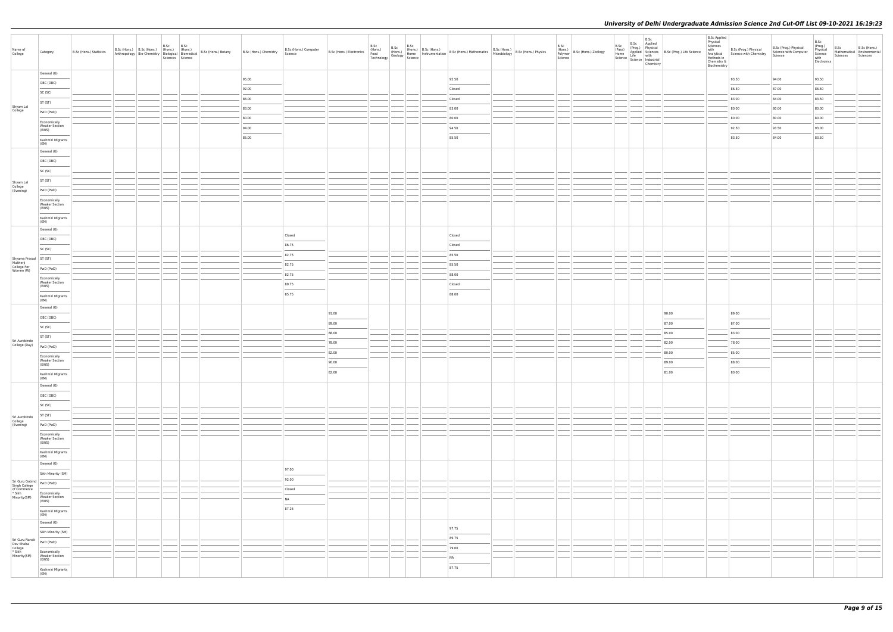# University of Delhi Undergraduate Admission Science 2nd Cut-Off List 09-10-2021 16:19:23

| Name of College | Category | B.Sc (Hons.) Statistics | B.Sc (Hons.) Anthropology | B.Sc (Hons.) Bio-Chemistry | B.Sc (Hons.) Biological Sciences | B.Sc (Hons.) Biomedical Science | B.Sc (Hons.) Botany | B.Sc (Hons.) Chemistry | B.Sc (Hons.) Computer Science | B.Sc (Hons.) Electronics | B.Sc (Hons.) Food Technology | B.Sc (Hons.) Geology | B.Sc (Hons.) Home Science | B.Sc (Hons.) Instrumentation | B.Sc (Hons.) Mathematics | B.Sc (Hons.) Microbiology | B.Sc (Hons.) Physics | B.Sc (Hons.) Polymer Science | B.Sc (Hons.) Zoology | B.Sc (Pass) Home Science | B.Sc (Prog.) Applied Life Science | B.Sc Applied Physical Sciences with Industrial Chemistry | B.Sc (Prog.) Life Science | B.Sc Applied Physical Sciences with Analytical Methods in Chemistry & Biochemistry | B.Sc (Prog.) Physical Science with Chemistry | B.Sc (Prog.) Physical Science with Computer Science | B.Sc (Prog.) Physical Science with Electronics | B.Sc Mathematical Sciences | B.Sc (Hons.) Environmental Sciences |
|---|---|---|---|---|---|---|---|---|---|---|---|---|---|---|---|---|---|---|---|---|---|---|---|---|---|---|---|---|---|
| Shyam Lal College | General (G) | | | | | | | 95.00 | | | | | | | 95.50 | | | | | | | | | | 93.50 | 94.00 | 93.50 | | |
| | OBC (OBC) | | | | | | | 92.00 | | | | | | | Closed | | | | | | | | | | 86.50 | 87.00 | 86.50 | | |
| | SC (SC) | | | | | | | 86.00 | | | | | | | Closed | | | | | | | | | | 83.00 | 84.00 | 83.50 | | |
| | ST (ST) | | | | | | | 83.00 | | | | | | | 83.00 | | | | | | | | | | 80.00 | 80.00 | 80.00 | | |
| | PwD (PwD) | | | | | | | 80.00 | | | | | | | 80.00 | | | | | | | | | | 80.00 | 80.00 | 80.00 | | |
| | Economically Weaker Section (EWS) | | | | | | | 94.00 | | | | | | | 94.50 | | | | | | | | | | 92.50 | 93.50 | 93.00 | | |
| | Kashmiri Migrants (KM) | | | | | | | 85.00 | | | | | | | 85.50 | | | | | | | | | | 83.50 | 84.00 | 83.50 | | |
| Shyam Lal College (Evening) | General (G) | | | | | | | | | | | | | | | | | | | | | | | | | | | | |
| | OBC (OBC) | | | | | | | | | | | | | | | | | | | | | | | | | | | | |
| | SC (SC) | | | | | | | | | | | | | | | | | | | | | | | | | | | | |
| | ST (ST) | | | | | | | | | | | | | | | | | | | | | | | | | | | | |
| | PwD (PwD) | | | | | | | | | | | | | | | | | | | | | | | | | | | | |
| | Economically Weaker Section (EWS) | | | | | | | | | | | | | | | | | | | | | | | | | | | | |
| | Kashmiri Migrants (KM) | | | | | | | | | | | | | | | | | | | | | | | | | | | | |
| Shyama Prasad Mukherji College For Women (W) | General (G) | | | | | | | | Closed | | | | | | Closed | | | | | | | | | | | | | | |
| | OBC (OBC) | | | | | | | | 86.75 | | | | | | Closed | | | | | | | | | | | | | | |
| | SC (SC) | | | | | | | | 82.75 | | | | | | 85.50 | | | | | | | | | | | | | | |
| | ST (ST) | | | | | | | | 82.75 | | | | | | 85.50 | | | | | | | | | | | | | | |
| | PwD (PwD) | | | | | | | | 82.75 | | | | | | 88.00 | | | | | | | | | | | | | | |
| | Economically Weaker Section (EWS) | | | | | | | | 89.75 | | | | | | Closed | | | | | | | | | | | | | | |
| | Kashmiri Migrants (KM) | | | | | | | | 85.75 | | | | | | 88.00 | | | | | | | | | | | | | | |
| Sri Aurobindo College (Day) | General (G) | | | | | | | | | 91.00 | | | | | | | | | | | | | 90.00 | | 89.00 | | | | |
| | OBC (OBC) | | | | | | | | | 89.00 | | | | | | | | | | | | | 87.00 | | 87.00 | | | | |
| | SC (SC) | | | | | | | | | 88.00 | | | | | | | | | | | | | 85.00 | | 83.00 | | | | |
| | ST (ST) | | | | | | | | | 78.00 | | | | | | | | | | | | | 82.00 | | 78.00 | | | | |
| | PwD (PwD) | | | | | | | | | 82.00 | | | | | | | | | | | | | 80.00 | | 85.00 | | | | |
| | Economically Weaker Section (EWS) | | | | | | | | | 90.00 | | | | | | | | | | | | | 89.00 | | 88.00 | | | | |
| | Kashmiri Migrants (KM) | | | | | | | | | 82.00 | | | | | | | | | | | | | 81.00 | | 80.00 | | | | |
| Sri Aurobindo College (Evening) | General (G) | | | | | | | | | | | | | | | | | | | | | | | | | | | | |
| | OBC (OBC) | | | | | | | | | | | | | | | | | | | | | | | | | | | | |
| | SC (SC) | | | | | | | | | | | | | | | | | | | | | | | | | | | | |
| | ST (ST) | | | | | | | | | | | | | | | | | | | | | | | | | | | | |
| | PwD (PwD) | | | | | | | | | | | | | | | | | | | | | | | | | | | | |
| | Economically Weaker Section (EWS) | | | | | | | | | | | | | | | | | | | | | | | | | | | | |
| | Kashmiri Migrants (KM) | | | | | | | | | | | | | | | | | | | | | | | | | | | | |
| Sri Guru Gobind Singh College of Commerce * Sikh Minority(SM) | General (G) | | | | | | | | 97.00 | | | | | | | | | | | | | | | | | | | | |
| | Sikh Minority (SM) | | | | | | | | 92.00 | | | | | | | | | | | | | | | | | | | | |
| | PwD (PwD) | | | | | | | | Closed | | | | | | | | | | | | | | | | | | | | |
| | Economically Weaker Section (EWS) | | | | | | | | NA | | | | | | | | | | | | | | | | | | | | |
| | Kashmiri Migrants (KM) | | | | | | | | 87.25 | | | | | | | | | | | | | | | | | | | | |
| Sri Guru Nanak Dev Khalsa College * Sikh Minority(SM) | General (G) | | | | | | | | | | | | | | 97.75 | | | | | | | | | | | | | | |
| | Sikh Minority (SM) | | | | | | | | | | | | | | 89.75 | | | | | | | | | | | | | | |
| | PwD (PwD) | | | | | | | | | | | | | | 79.00 | | | | | | | | | | | | | | |
| | Economically Weaker Section (EWS) | | | | | | | | | | | | | | NA | | | | | | | | | | | | | | |
| | Kashmiri Migrants (KM) | | | | | | | | | | | | | | 87.75 | | | | | | | | | | | | | | |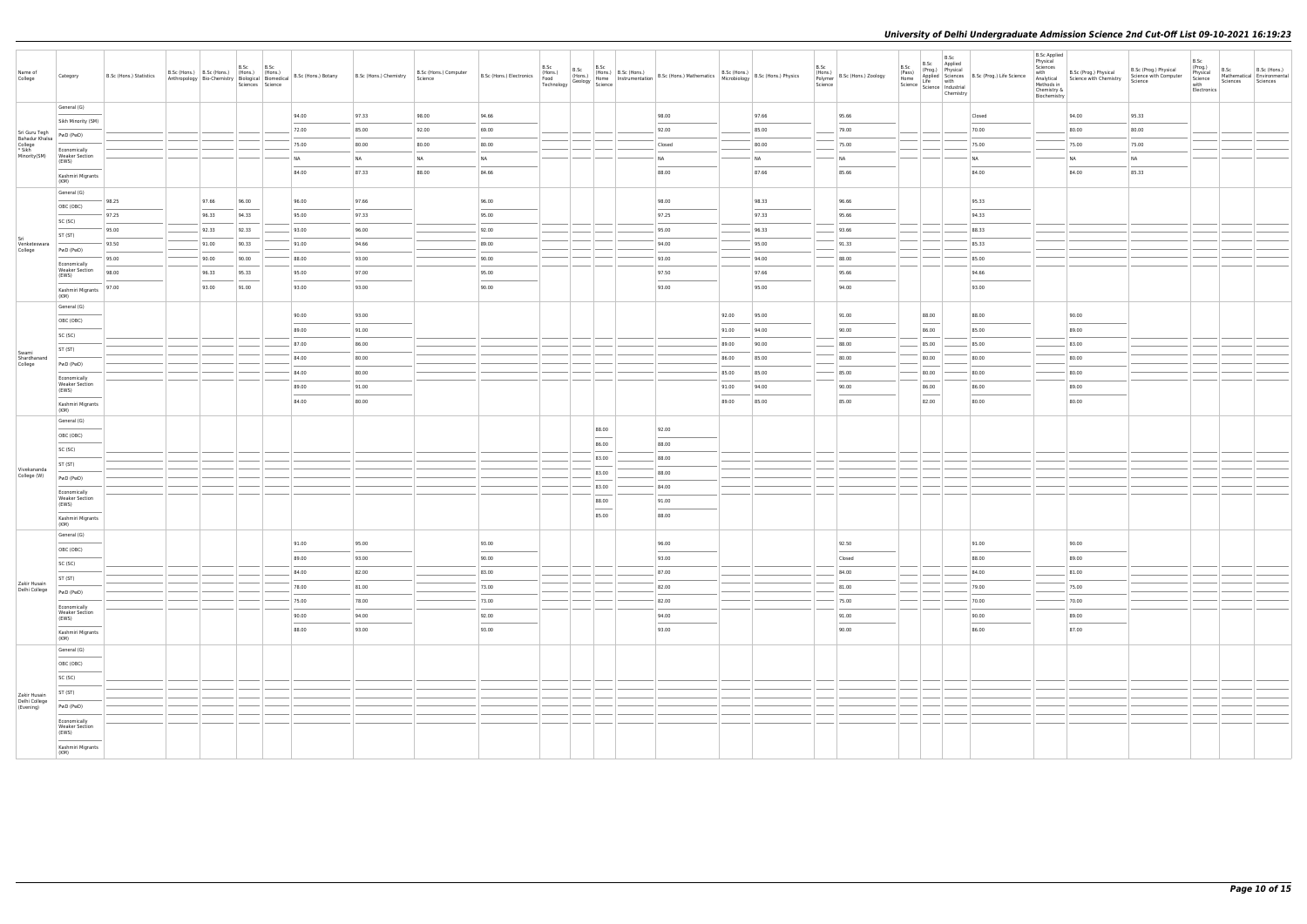| Name of College | Category | B.Sc (Hons.) Statistics | B.Sc (Hons.) Anthropology | B.Sc (Hons.) Bio-Chemistry | B.Sc (Hons.) Biological Sciences | B.Sc (Hons.) Biomedical Science | B.Sc (Hons.) Botany | B.Sc (Hons.) Chemistry | B.Sc (Hons.) Computer Science | B.Sc (Hons.) Electronics | B.Sc (Hons.) Food Technology | B.Sc Geology | B.Sc (Hons.) Home Science | B.Sc (Hons.) Instrumentation | B.Sc (Hons.) Mathematics | B.Sc (Hons.) Microbiology | B.Sc (Hons.) Physics | B.Sc (Hons.) Polymer Science | B.Sc (Hons.) Zoology | B.Sc (Pass) Home Science | B.Sc (Prog.) Applied Life Science | B.Sc Applied Physical Sciences with Industrial Chemistry | B.Sc (Prog.) Life Science | B.Sc Applied Physical Sciences with Analytical Methods in Chemistry & Biochemistry | B.Sc (Prog.) Physical Science with Chemistry | B.Sc (Prog.) Physical Science with Computer Science | B.Sc (Prog.) Physical Science with Electronics | B.Sc Mathematical Sciences | B.Sc (Hons.) Environmental Sciences |
|---|---|---|---|---|---|---|---|---|---|---|---|---|---|---|---|---|---|---|---|---|---|---|---|---|---|---|---|---|---|
| Sri Guru Tegh Bahadur Khalsa College * Sikh Minority(SM) | General (G) | | | | | | 94.00 | 97.33 | 98.00 | 94.66 | | | | | 98.00 | | 97.66 | | 95.66 | | | | Closed | | 94.00 | 95.33 | | | |
| | Sikh Minority (SM) | | | | | | 72.00 | 85.00 | 92.00 | 69.00 | | | | | 92.00 | | 85.00 | | 79.00 | | | | 70.00 | | 80.00 | 80.00 | | | |
| | PwD (PwD) | | | | | | 75.00 | 80.00 | 80.00 | 80.00 | | | | | Closed | | 80.00 | | 75.00 | | | | 75.00 | | 75.00 | 75.00 | | | |
| | Economically Weaker Section (EWS) | | | | | | NA | NA | NA | NA | | | | | NA | | NA | | NA | | | | NA | | NA | NA | | | |
| | Kashmiri Migrants (KM) | | | | | | 84.00 | 87.33 | 88.00 | 84.66 | | | | | 88.00 | | 87.66 | | 85.66 | | | | 84.00 | | 84.00 | 85.33 | | | |
| Sri Venkateswara College | General (G) | 98.25 | | 97.66 | 96.00 | | 96.00 | 97.66 | | 96.00 | | | | | 98.00 | | 98.33 | | 96.66 | | | | 95.33 | | | | | | |
| | OBC (OBC) | 97.25 | | 96.33 | 94.33 | | 95.00 | 97.33 | | 95.00 | | | | | 97.25 | | 97.33 | | 95.66 | | | | 94.33 | | | | | | |
| | SC (SC) | 95.00 | | 92.33 | 92.33 | | 93.00 | 96.00 | | 92.00 | | | | | 95.00 | | 96.33 | | 93.66 | | | | 88.33 | | | | | | |
| | ST (ST) | 93.50 | | 91.00 | 90.33 | | 91.00 | 94.66 | | 89.00 | | | | | 94.00 | | 95.00 | | 91.33 | | | | 85.33 | | | | | | |
| | PwD (PwD) | 95.00 | | 90.00 | 90.00 | | 88.00 | 93.00 | | 90.00 | | | | | 93.00 | | 94.00 | | 88.00 | | | | 85.00 | | | | | | |
| | Economically Weaker Section (EWS) | 98.00 | | 96.33 | 95.33 | | 95.00 | 97.00 | | 95.00 | | | | | 97.50 | | 97.66 | | 95.66 | | | | 94.66 | | | | | | |
| | Kashmiri Migrants (KM) | 97.00 | | 93.00 | 91.00 | | 93.00 | 93.00 | | 90.00 | | | | | 93.00 | | 95.00 | | 94.00 | | | | 93.00 | | | | | | |
| Swami Shardhanand College | General (G) | | | | | | 90.00 | 93.00 | | | | | | | | 92.00 | 95.00 | | 91.00 | | 88.00 | | 88.00 | | 90.00 | | | | |
| | OBC (OBC) | | | | | | 89.00 | 91.00 | | | | | | | | 91.00 | 94.00 | | 90.00 | | 86.00 | | 85.00 | | 89.00 | | | | |
| | SC (SC) | | | | | | 87.00 | 86.00 | | | | | | | | 89.00 | 90.00 | | 88.00 | | 85.00 | | 85.00 | | 83.00 | | | | |
| | ST (ST) | | | | | | 84.00 | 80.00 | | | | | | | | 86.00 | 85.00 | | 80.00 | | 80.00 | | 80.00 | | 80.00 | | | | |
| | PwD (PwD) | | | | | | 84.00 | 80.00 | | | | | | | | 85.00 | 85.00 | | 85.00 | | 80.00 | | 80.00 | | 80.00 | | | | |
| | Economically Weaker Section (EWS) | | | | | | 89.00 | 91.00 | | | | | | | | 91.00 | 94.00 | | 90.00 | | 86.00 | | 86.00 | | 89.00 | | | | |
| | Kashmiri Migrants (KM) | | | | | | 84.00 | 80.00 | | | | | | | | 89.00 | 85.00 | | 85.00 | | 82.00 | | 80.00 | | 80.00 | | | | |
| Vivekananda College (W) | General (G) | | | | | | | | | | | | 88.00 | | 92.00 | | | | | | | | | | | | | | |
| | OBC (OBC) | | | | | | | | | | | | 86.00 | | 88.00 | | | | | | | | | | | | | | |
| | SC (SC) | | | | | | | | | | | | 83.00 | | 88.00 | | | | | | | | | | | | | | |
| | ST (ST) | | | | | | | | | | | | 83.00 | | 88.00 | | | | | | | | | | | | | | |
| | PwD (PwD) | | | | | | | | | | | | 83.00 | | 84.00 | | | | | | | | | | | | | | |
| | Economically Weaker Section (EWS) | | | | | | | | | | | | 88.00 | | 91.00 | | | | | | | | | | | | | | |
| | Kashmiri Migrants (KM) | | | | | | | | | | | | 85.00 | | 88.00 | | | | | | | | | | | | | | |
| Zakir Husain Delhi College | General (G) | | | | | | 91.00 | 95.00 | | 93.00 | | | | | 96.00 | | | | 92.50 | | | | 91.00 | | 90.00 | | | | |
| | OBC (OBC) | | | | | | 89.00 | 93.00 | | 90.00 | | | | | 93.00 | | | | Closed | | | | 88.00 | | 89.00 | | | | |
| | SC (SC) | | | | | | 84.00 | 82.00 | | 83.00 | | | | | 87.00 | | | | 84.00 | | | | 84.00 | | 81.00 | | | | |
| | ST (ST) | | | | | | 78.00 | 81.00 | | 73.00 | | | | | 82.00 | | | | 81.00 | | | | 79.00 | | 75.00 | | | | |
| | PwD (PwD) | | | | | | 75.00 | 78.00 | | 73.00 | | | | | 82.00 | | | | 75.00 | | | | 70.00 | | 70.00 | | | | |
| | Economically Weaker Section (EWS) | | | | | | 90.00 | 94.00 | | 92.00 | | | | | 94.00 | | | | 91.00 | | | | 90.00 | | 89.00 | | | | |
| | Kashmiri Migrants (KM) | | | | | | 88.00 | 93.00 | | 93.00 | | | | | 93.00 | | | | 90.00 | | | | 86.00 | | 87.00 | | | | |
| Zakir Husain Delhi College (Evening) | General (G) | | | | | | | | | | | | | | | | | | | | | | | | | | | | |
| | OBC (OBC) | | | | | | | | | | | | | | | | | | | | | | | | | | | | |
| | SC (SC) | | | | | | | | | | | | | | | | | | | | | | | | | | | | |
| | ST (ST) | | | | | | | | | | | | | | | | | | | | | | | | | | | | |
| | PwD (PwD) | | | | | | | | | | | | | | | | | | | | | | | | | | | | |
| | Economically Weaker Section (EWS) | | | | | | | | | | | | | | | | | | | | | | | | | | | | |
| | Kashmiri Migrants (KM) | | | | | | | | | | | | | | | | | | | | | | | | | | | | |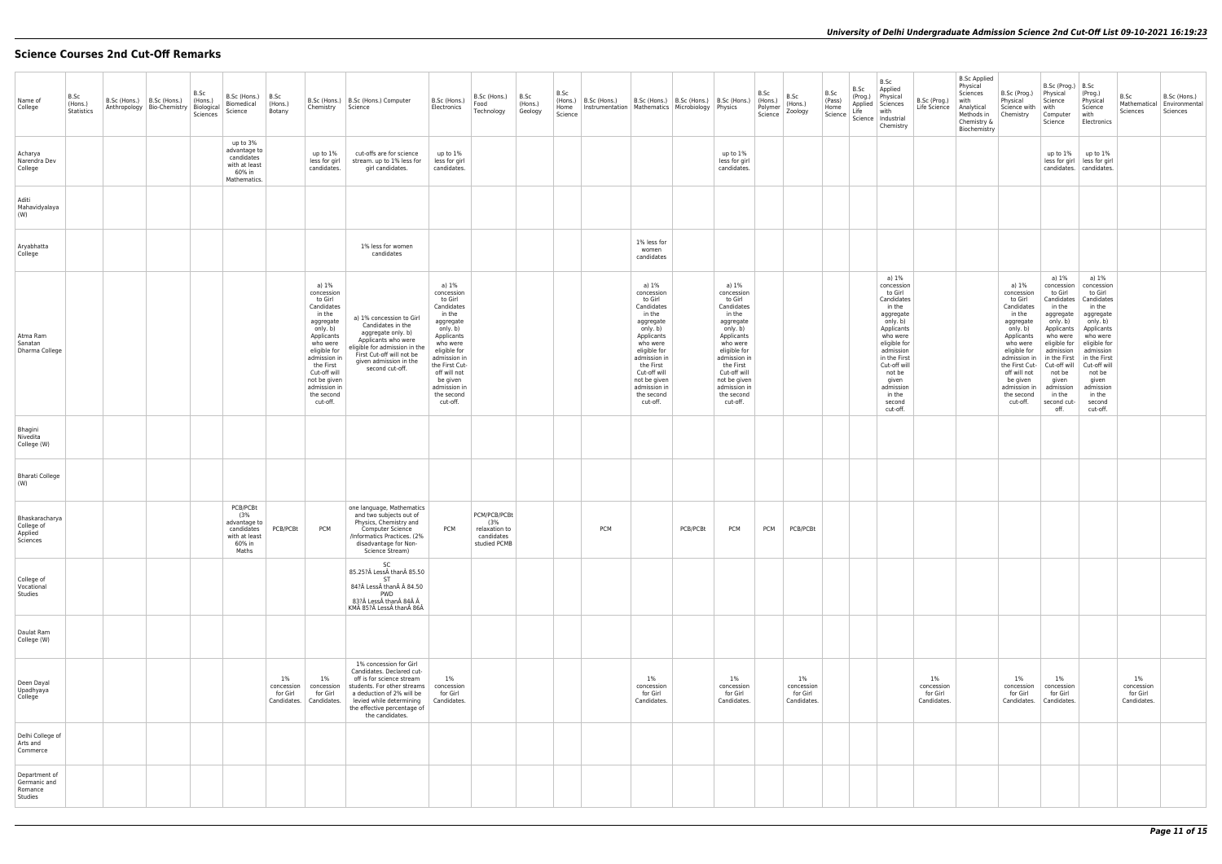## Science Courses 2nd Cut-Off Remarks

| Name of College | B.Sc (Hons.) Statistics | B.Sc (Hons.) Anthropology | B.Sc (Hons.) Bio-Chemistry | B.Sc (Hons.) Biological Sciences | B.Sc (Hons.) Biomedical Science | B.Sc (Hons.) Botany | B.Sc (Hons.) Chemistry | B.Sc (Hons.) Computer Science | B.Sc (Hons.) Electronics | B.Sc (Hons.) Food Technology | B.Sc (Hons.) Geology | B.Sc (Hons.) Home Science | B.Sc (Hons.) Instrumentation | B.Sc (Hons.) Mathematics | B.Sc (Hons.) Microbiology | B.Sc (Hons.) Physics | B.Sc (Hons.) Polymer Science | B.Sc (Hons.) Zoology | B.Sc (Pass) Home Science | B.Sc (Prog.) Applied Life Science | B.Sc Applied Physical Sciences with Industrial Chemistry | B.Sc (Prog.) Life Science | B.Sc Applied Physical Sciences with Analytical Methods in Chemistry & Biochemistry | B.Sc (Prog.) Physical Science with Chemistry | B.Sc (Prog.) Physical Science with Computer Science | B.Sc (Prog.) Physical Science with Electronics | B.Sc Mathematical Sciences | B.Sc (Hons.) Environmental Sciences |
|---|---|---|---|---|---|---|---|---|---|---|---|---|---|---|---|---|---|---|---|---|---|---|---|---|---|---|---|---|
| Acharya Narendra Dev College | | | | | up to 3% advantage to candidates with at least 60% in Mathematics. | | up to 1% less for girl candidates. | cut-offs are for science stream. up to 1% less for girl candidates. | up to 1% less for girl candidates. | | | | | | | up to 1% less for girl candidates. | | | | | | | | | up to 1% less for girl candidates. | up to 1% less for girl candidates. | | |
| Aditi Mahavidyalaya (W) | | | | | | | | | | | | | | | | | | | | | | | | | | | | |
| Aryabhatta College | | | | | | | | 1% less for women candidates | | | | | | 1% less for women candidates | | | | | | | | | | | | | | |
| Atma Ram Sanatan Dharma College | | | | | | | a) 1% concession to Girl Candidates in the aggregate only. b) Applicants who were eligible for admission in the First Cut-off will not be given admission in the second cut-off. | a) 1% concession to Girl Candidates in the aggregate only. b) Applicants who were eligible for admission in the First Cut-off will not be given admission in the second cut-off. | a) 1% concession to Girl Candidates in the aggregate only. b) Applicants who were eligible for admission in the First Cut-off will not be given admission in the second cut-off. | | | | | a) 1% concession to Girl Candidates in the aggregate only. b) Applicants who were eligible for admission in the First Cut-off will not be given admission in the second cut-off. | | a) 1% concession to Girl Candidates in the aggregate only. b) Applicants who were eligible for admission in the First Cut-off will not be given admission in the second cut-off. | | | | | a) 1% concession to Girl Candidates in the aggregate only. b) Applicants who were eligible for admission in the First Cut-off will not be given admission in the second cut-off. | | | a) 1% concession to Girl Candidates in the aggregate only. b) Applicants who were eligible for admission in the First Cut-off will not be given admission in the second cut-off. | a) 1% concession to Girl Candidates in the aggregate only. b) Applicants who were eligible for admission in the First Cut-off will not be given admission in the second cut-off. | a) 1% concession to Girl Candidates in the aggregate only. b) Applicants who were eligible for admission in the First Cut-off will not be given admission in the second cut-off. | | |
| Bhagini Nivedita College (W) | | | | | | | | | | | | | | | | | | | | | | | | | | | | |
| Bharati College (W) | | | | | | | | | | | | | | | | | | | | | | | | | | | | |
| Bhaskaracharya College of Applied Sciences | | | | | PCB/PCBt (3% advantage to candidates with at least 60% in Maths | PCB/PCBt | PCM | one language, Mathematics and two subjects out of Physics, Chemistry and Computer Science /Informatics Practices. (2% disadvantage for Non-Science Stream) | PCM | PCM/PCB/PCBt (3% relaxation to candidates studied PCMB | | | PCM | | PCB/PCBt | PCM | PCM | PCB/PCBt | | | | | | | | | | |
| College of Vocational Studies | | | | | | | | SC 85.25?Â LessÂ thanÂ 85.50 ST 84?Â LessÂ thanÂ 84.50 PWD 83?Â LessÂ thanÂ 84Â Â KMÂ 85?Â LessÂ thanÂ 86Â | | | | | | | | | | | | | | | | | | | | |
| Daulat Ram College (W) | | | | | | | | | | | | | | | | | | | | | | | | | | | | |
| Deen Dayal Upadhyaya College | | | | | | 1% concession for Girl Candidates. | 1% concession for Girl Candidates. | 1% concession for Girl Candidates. Declared cut-off is for science stream students. For other streams a deduction of 2% will be levied while determining the effective percentage of the candidates. | 1% concession for Girl Candidates. | | | | | 1% concession for Girl Candidates. | | 1% concession for Girl Candidates. | | 1% concession for Girl Candidates. | | | | 1% concession for Girl Candidates. | | 1% concession for Girl Candidates. | 1% concession for Girl Candidates. | | 1% concession for Girl Candidates. | |
| Delhi College of Arts and Commerce | | | | | | | | | | | | | | | | | | | | | | | | | | | | |
| Department of Germanic and Romance Studies | | | | | | | | | | | | | | | | | | | | | | | | | | | | |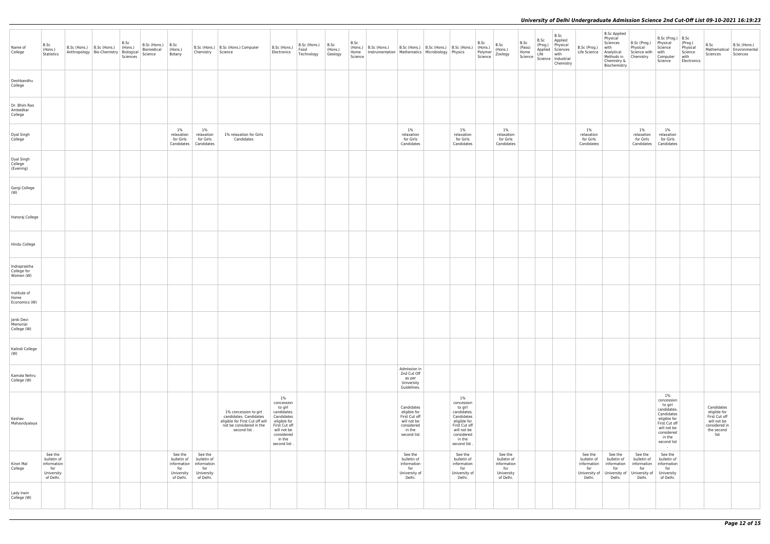| Name of College | B.Sc (Hons.) Statistics | B.Sc (Hons.) Anthropology | B.Sc (Hons.) Bio-Chemistry | B.Sc (Hons.) Biological Sciences | B.Sc (Hons.) Biomedical Science | B.Sc (Hons.) Botany | B.Sc (Hons.) Chemistry | B.Sc (Hons.) Computer Science | B.Sc (Hons.) Electronics | B.Sc (Hons.) Food Technology | B.Sc (Hons.) Geology | B.Sc (Hons.) Home Science | B.Sc (Hons.) Instrumentation | B.Sc (Hons.) Mathematics | B.Sc (Hons.) Microbiology | B.Sc (Hons.) Physics | B.Sc (Hons.) Polymer Science | B.Sc (Hons.) Zoology | B.Sc (Pass) Home Science | B.Sc (Prog.) Applied Life Science | B.Sc Applied Physical Sciences with Industrial Chemistry | B.Sc (Prog.) Life Science | B.Sc Applied Physical Sciences with Analytical Methods in Chemistry & Biochemistry | B.Sc (Prog.) Physical Science with Chemistry | B.Sc (Prog.) Physical Science with Computer Science | B.Sc (Prog.) Physical Science with Electronics | B.Sc Mathematical Sciences | B.Sc (Hons.) Environmental Sciences |
|---|---|---|---|---|---|---|---|---|---|---|---|---|---|---|---|---|---|---|---|---|---|---|---|---|---|---|---|---|
| Deshbandhu College | | | | | | | | | | | | | | | | | | | | | | | | | | | | |
| Dr. Bhim Rao Ambedkar College | | | | | | | | | | | | | | | | | | | | | | | | | | | | |
| Dyal Singh College | | | | | | 1% relaxation for Girls Candidates | 1% relaxation for Girls Candidates | 1% relaxation for Girls Candidates | | | | | | 1% relaxation for Girls Candidates | | 1% relaxation for Girls Candidates | | 1% relaxation for Girls Candidates | | | | 1% relaxation for Girls Candidates | | 1% relaxation for Girls Candidates | 1% relaxation for Girls Candidates | | | |
| Dyal Singh College (Evening) | | | | | | | | | | | | | | | | | | | | | | | | | | | | |
| Gargi College (W) | | | | | | | | | | | | | | | | | | | | | | | | | | | | |
| Hansraj College | | | | | | | | | | | | | | | | | | | | | | | | | | | | |
| Hindu College | | | | | | | | | | | | | | | | | | | | | | | | | | | | |
| Indraprastha College for Women (W) | | | | | | | | | | | | | | | | | | | | | | | | | | | | |
| Institute of Home Economics (W) | | | | | | | | | | | | | | | | | | | | | | | | | | | | |
| Janki Devi Memorial College (W) | | | | | | | | | | | | | | | | | | | | | | | | | | | | |
| Kalindi College (W) | | | | | | | | | | | | | | | | | | | | | | | | | | | | |
| Kamala Nehru College (W) | | | | | | | | | | | | | | Admission in 2nd Cut Off as per University Guidelines. | | | | | | | | | | | | | | |
| Keshav Mahavidyalaya | | | | | | | | 1% concession to girl candidates. Candidates eligible for First Cut off will not be considered in the second list . | 1% concession to girl candidates. Candidates eligible for First Cut off will not be considered in the second list . | | | | | Candidates eligible for First Cut off will not be considered in the second list | | 1% concession to girl candidates. Candidates eligible for First Cut off will not be considered in the second list . | | | | | | | | | 1% concession to girl candidates. Candidates eligible for First Cut off will not be considered in the second list . | | Candidates eligible for First Cut off will not be considered in the second list | |
| Kirori Mal College | See the bulletin of information for University of Delhi. | | | | | See the bulletin of information for University of Delhi. | See the bulletin of information for University of Delhi. | | | | | | | See the bulletin of information for University of Delhi. | | See the bulletin of information for University of Delhi. | | See the bulletin of information for University of Delhi. | | | | See the bulletin of information for University of Delhi. | See the bulletin of information for University of Delhi. | See the bulletin of information for University of Delhi. | See the bulletin of information for University of Delhi. | | | |
| Lady Irwin College (W) | | | | | | | | | | | | | | | | | | | | | | | | | | | | |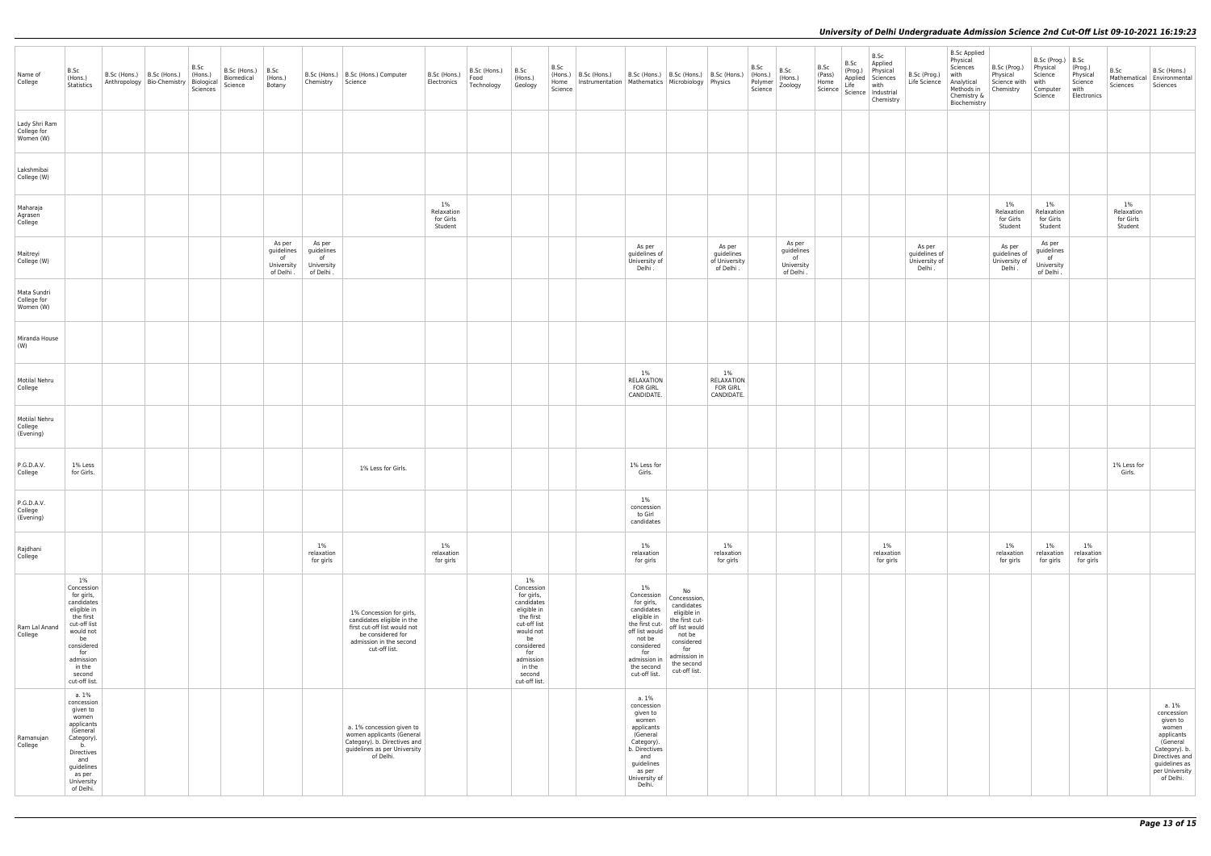| Name of College | B.Sc (Hons.) Statistics | B.Sc (Hons.) Anthropology | B.Sc (Hons.) Bio-Chemistry | B.Sc (Hons.) Biological Sciences | B.Sc (Hons.) Biomedical Science | B.Sc (Hons.) Botany | B.Sc (Hons.) Chemistry | B.Sc (Hons.) Computer Science | B.Sc (Hons.) Electronics | B.Sc (Hons.) Food Technology | B.Sc (Hons.) Geology | B.Sc (Hons.) Home Science | B.Sc (Hons.) Instrumentation | B.Sc (Hons.) Mathematics | B.Sc (Hons.) Microbiology | B.Sc (Hons.) Physics | B.Sc (Hons.) Polymer Science | B.Sc (Hons.) Zoology | B.Sc (Pass) Home Science | B.Sc (Prog.) Applied Life Science | B.Sc Applied Physical Sciences with Industrial Chemistry | B.Sc (Prog.) Life Science | B.Sc Applied Physical Sciences with Analytical Methods in Chemistry & Biochemistry | B.Sc (Prog.) Physical Science with Chemistry | B.Sc (Prog.) Physical Science with Computer Science | B.Sc (Prog.) Physical Science with Electronics | B.Sc Mathematical Sciences | B.Sc (Hons.) Environmental Sciences |
|---|---|---|---|---|---|---|---|---|---|---|---|---|---|---|---|---|---|---|---|---|---|---|---|---|---|---|---|---|
| Lady Shri Ram College for Women (W) | | | | | | | | | | | | | | | | | | | | | | | | | | | | |
| Lakshmibai College (W) | | | | | | | | | | | | | | | | | | | | | | | | | | | | |
| Maharaja Agrasen College | | | | | | | | | 1% Relaxation for Girls Student | | | | | | | | | | | | | | | 1% Relaxation for Girls Student | 1% Relaxation for Girls Student | | 1% Relaxation for Girls Student | |
| Maitreyi College (W) | | | | | | As per guidelines of University of Delhi . | As per guidelines of University of Delhi . | | | | | | | As per guidelines of University of Delhi . | | As per guidelines of University of Delhi . | | As per guidelines of University of Delhi . | | | | As per guidelines of University of Delhi . | | As per guidelines of University of Delhi . | As per guidelines of University of Delhi . | | | |
| Mata Sundri College for Women (W) | | | | | | | | | | | | | | | | | | | | | | | | | | | | |
| Miranda House (W) | | | | | | | | | | | | | | | | | | | | | | | | | | | | |
| Motilal Nehru College | | | | | | | | | | | | | | 1% RELAXATION FOR GIRL CANDIDATE. | | 1% RELAXATION FOR GIRL CANDIDATE. | | | | | | | | | | | | |
| Motilal Nehru College (Evening) | | | | | | | | | | | | | | | | | | | | | | | | | | | | |
| P.G.D.A.V. College | 1% Less for Girls. | | | | | | | 1% Less for Girls. | | | | | | 1% Less for Girls. | | | | | | | | | | | | | 1% Less for Girls. | |
| P.G.D.A.V. College (Evening) | | | | | | | | | | | | | | 1% concession to Girl candidates | | | | | | | | | | | | | | |
| Rajdhani College | | | | | | | 1% relaxation for girls | | 1% relaxation for girls | | | | | 1% relaxation for girls | | 1% relaxation for girls | | | | | 1% relaxation for girls | | | 1% relaxation for girls | 1% relaxation for girls | 1% relaxation for girls | | |
| Ram Lal Anand College | 1% Concession for girls, candidates eligible in the first cut-off list would not be considered for admission in the second cut-off list. | | | | | | | 1% Concession for girls, candidates eligible in the first cut-off list would not be considered for admission in the second cut-off list. | | | 1% Concession for girls, candidates eligible in the first cut-off list would not be considered for admission in the second cut-off list. | | | 1% Concession for girls, candidates eligible in the first cut-off list would not be considered for admission in the second cut-off list. | No Concesssion, candidates eligible in the first cut-off list would not be considered for admission in the second cut-off list. | | | | | | | | | | | | | |
| Ramanujan College | a. 1% concession given to women applicants (General Category). b. Directives and guidelines as per University of Delhi. | | | | | | | a. 1% concession given to women applicants (General Category). b. Directives and guidelines as per University of Delhi. | | | | | | a. 1% concession given to women applicants (General Category). b. Directives and guidelines as per University of Delhi. | | | | | | | | | | | | | | a. 1% concession given to women applicants (General Category). b. Directives and guidelines as per University of Delhi. |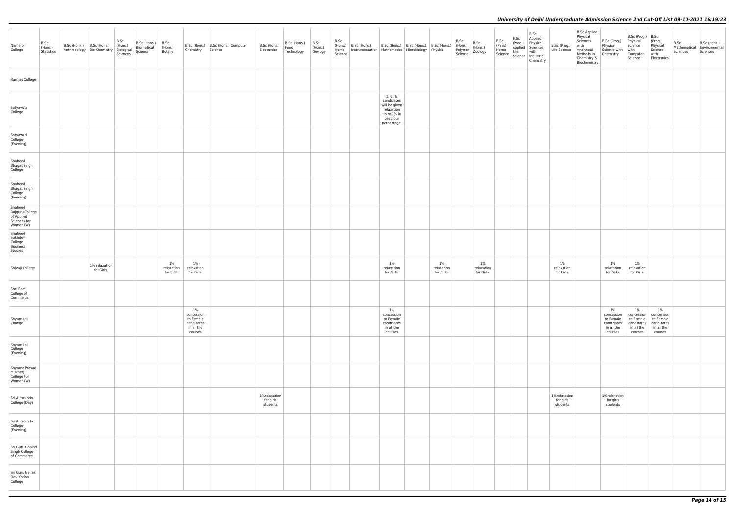| Name of College | B.Sc (Hons.) Statistics | B.Sc (Hons.) Anthropology | B.Sc (Hons.) Bio-Chemistry | B.Sc (Hons.) Biological Sciences | B.Sc (Hons.) Biomedical Science | B.Sc (Hons.) Botany | B.Sc (Hons.) Chemistry | B.Sc (Hons.) Computer Science | B.Sc (Hons.) Electronics | B.Sc (Hons.) Food Technology | B.Sc (Hons.) Geology | B.Sc (Hons.) Home Science | B.Sc (Hons.) Instrumentation | B.Sc (Hons.) Mathematics | B.Sc (Hons.) Microbiology | B.Sc (Hons.) Physics | B.Sc (Hons.) Polymer Science | B.Sc (Hons.) Zoology | B.Sc (Pass) Home Science | B.Sc (Prog.) Applied Life Science | B.Sc Applied Physical Sciences with Industrial Chemistry | B.Sc (Prog.) Life Science | B.Sc Applied Physical Sciences with Analytical Methods in Chemistry & Biochemistry | B.Sc (Prog.) Physical Science with Chemistry | B.Sc (Prog.) Physical Science with Computer Science | B.Sc (Prog.) Physical Science with Electronics | B.Sc Mathematical Sciences | B.Sc (Hons.) Environmental Sciences |
|---|---|---|---|---|---|---|---|---|---|---|---|---|---|---|---|---|---|---|---|---|---|---|---|---|---|---|---|---|
| Ramjas College | | | | | | | | | | | | | | | | | | | | | | | | | | | | |
| Satyawati College | | | | | | | | | | | | | | 1. Girls candidates will be given relaxation up to 1% in best four percentage. | | | | | | | | | | | | | | |
| Satyawati College (Evening) | | | | | | | | | | | | | | | | | | | | | | | | | | | | |
| Shaheed Bhagat Singh College | | | | | | | | | | | | | | | | | | | | | | | | | | | | |
| Shaheed Bhagat Singh College (Evening) | | | | | | | | | | | | | | | | | | | | | | | | | | | | |
| Shaheed Rajguru College of Applied Sciences for Women (W) | | | | | | | | | | | | | | | | | | | | | | | | | | | | |
| Shaheed Sukhdev College Business Studies | | | | | | | | | | | | | | | | | | | | | | | | | | | | |
| Shivaji College | | | 1% relaxation for Girls. | | | 1% relaxation for Girls. | 1% relaxation for Girls. | | | | | | | 1% relaxation for Girls. | | 1% relaxation for Girls. | | 1% relaxation for Girls. | | | | 1% relaxation for Girls. | | 1% relaxation for Girls. | 1% relaxation for Girls. | | | |
| Shri Ram College of Commerce | | | | | | | | | | | | | | | | | | | | | | | | | | | | |
| Shyam Lal College | | | | | | | 1% concession to Female candidates in all the courses | | | | | | | 1% concession to Female candidates in all the courses | | | | | | | | | | 1% concession to Female candidates in all the courses | 1% concession to Female candidates in all the courses | 1% concession to Female candidates in all the courses | | |
| Shyam Lal College (Evening) | | | | | | | | | | | | | | | | | | | | | | | | | | | | |
| Shyama Prasad Mukherji College For Women (W) | | | | | | | | | | | | | | | | | | | | | | | | | | | | |
| Sri Aurobindo College (Day) | | | | | | | | | 1%relaxation for girls students | | | | | | | | | | | | | 1%relaxation for girls students | | 1%relaxation for girls students | | | | |
| Sri Aurobindo College (Evening) | | | | | | | | | | | | | | | | | | | | | | | | | | | | |
| Sri Guru Gobind Singh College of Commerce | | | | | | | | | | | | | | | | | | | | | | | | | | | | |
| Sri Guru Nanak Dev Khalsa College | | | | | | | | | | | | | | | | | | | | | | | | | | | | |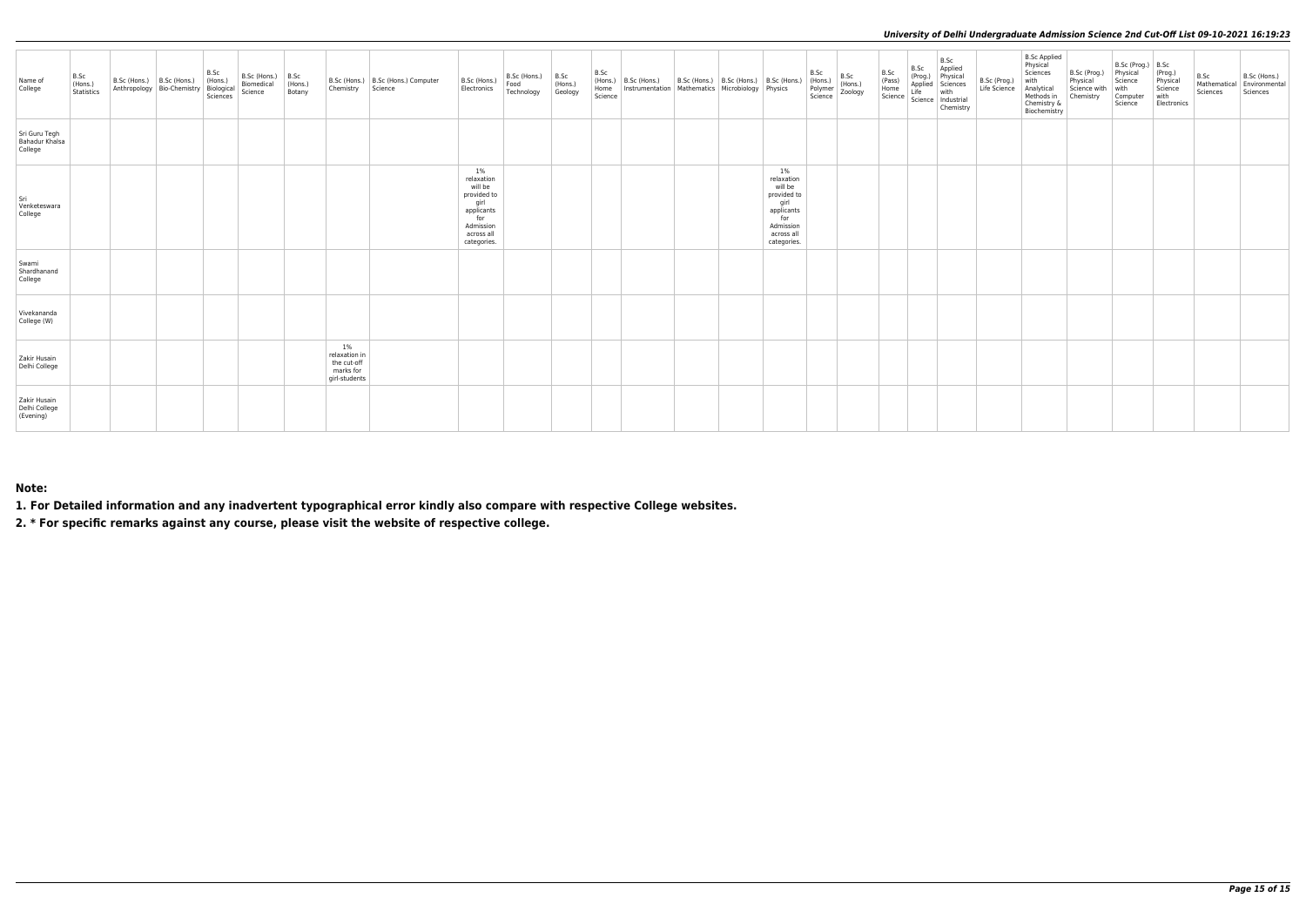| Name of College | B.Sc (Hons.) Statistics | B.Sc (Hons.) Anthropology | B.Sc (Hons.) Bio-Chemistry | B.Sc (Hons.) Biological Sciences | B.Sc (Hons.) Biomedical Science | B.Sc (Hons.) Botany | B.Sc (Hons.) Chemistry | B.Sc (Hons.) Computer Science | B.Sc (Hons.) Electronics | B.Sc (Hons.) Food Technology | B.Sc (Hons.) Geology | B.Sc (Hons.) Home Science | B.Sc (Hons.) Instrumentation | B.Sc (Hons.) Mathematics | B.Sc (Hons.) Microbiology | B.Sc (Hons.) Physics | B.Sc (Hons.) Polymer Science | B.Sc (Hons.) Zoology | B.Sc (Pass) Home Science | B.Sc (Prog.) Applied Life Science | B.Sc Applied Physical Sciences with Industrial Chemistry | B.Sc (Prog.) Life Science | B.Sc Applied Physical Sciences with Analytical Methods in Chemistry & Biochemistry | B.Sc (Prog.) Physical Science with Chemistry | B.Sc (Prog.) Physical Science with Computer Science | B.Sc (Prog.) Physical Science with Electronics | B.Sc Mathematical Sciences | B.Sc (Hons.) Environmental Sciences |
|---|---|---|---|---|---|---|---|---|---|---|---|---|---|---|---|---|---|---|---|---|---|---|---|---|---|---|---|---|
| Sri Guru Tegh Bahadur Khalsa College | | | | | | | | | | | | | | | | | | | | | | | | | | | | |
| Sri Venketeswara College | | | | | | | | | 1% relaxation will be provided to girl applicants for Admission across all categories. | | | | | | | 1% relaxation will be provided to girl applicants for Admission across all categories. | | | | | | | | | | | | |
| Swami Shardhanand College | | | | | | | | | | | | | | | | | | | | | | | | | | | | |
| Vivekananda College (W) | | | | | | | | | | | | | | | | | | | | | | | | | | | | |
| Zakir Husain Delhi College | | | | | | | 1% relaxation in the cut-off marks for girl-students | | | | | | | | | | | | | | | | | | | | | |
| Zakir Husain Delhi College (Evening) | | | | | | | | | | | | | | | | | | | | | | | | | | | | |

**Note:**

**1. For Detailed information and any inadvertent typographical error kindly also compare with respective College websites.**

**2. * For specific remarks against any course, please visit the website of respective college.**